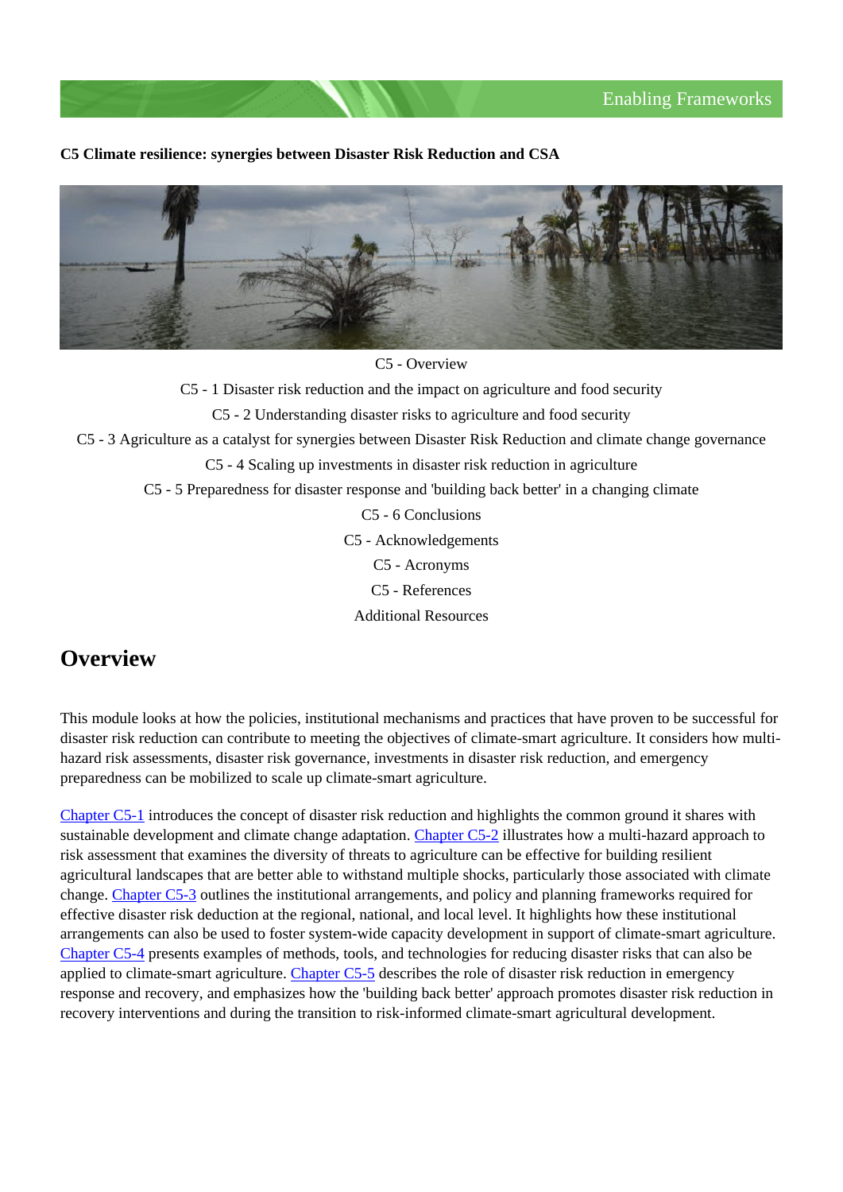# C5 Climate resilience: synergies between Disaster Risk Reduction and CSA

C5 - Overview

C5 - 1 Disaster risk reduction and the impact on agriculture and food security

C5 - 2 Understanding disaster risks to agriculture and food security

C5 - 3 Agriculture as a catalyst for synergies between Disaster Risk Reduction and climate change governance

C5 - 4 Scaling up investments in disaster risk reduction in agriculture

C5 - 5 Preparedness for disaster response and 'building back better' in a changing climate

C5 - 6 Conclusions

C5 - Acknowledgements

C5 - Acronyms

C5 - References

Additional Resources

## Overview

This module looks at how the policies, institutional mechanisms and practices that have proven to be successful for disaster risk reduction can contribute to meeting the objectives of climate-smart agriculture. It considers how multi-hazard risk assessments, disaster risk governance, investments in disaster risk reduction, and emergency preparedness can be mobilized to scale up climate-smart agriculture.

Chapter C5-1 introduces the concept of disaster risk reduction and highlights the common ground it shares with sustainable development and climate change adaptation. Chapter C5-2 illustrates how a multi-hazard approach to risk assessment that examines the diversity of threats to agriculture can be effective for building resilient agricultural landscapes that are better able to withstand multiple shocks, particularly those associated with climate change. Chapter C5-3 outlines the institutional arrangements, and policy and planning frameworks required for effective disaster risk deduction at the regional, national, and local level. It highlights how these institutional arrangements can also be used to foster system-wide capacity development in support of climate-smart agriculture. Chapter C5-4 presents examples of methods, tools, and technologies for reducing disaster risks that can also be applied to climate-smart agriculture. Chapter C5-5 describes the role of disaster risk reduction in emergency response and recovery, and emphasizes how the 'building back better' approach promotes disaster risk reduction in recovery interventions and during the transition to risk-informed climate-smart agricultural development.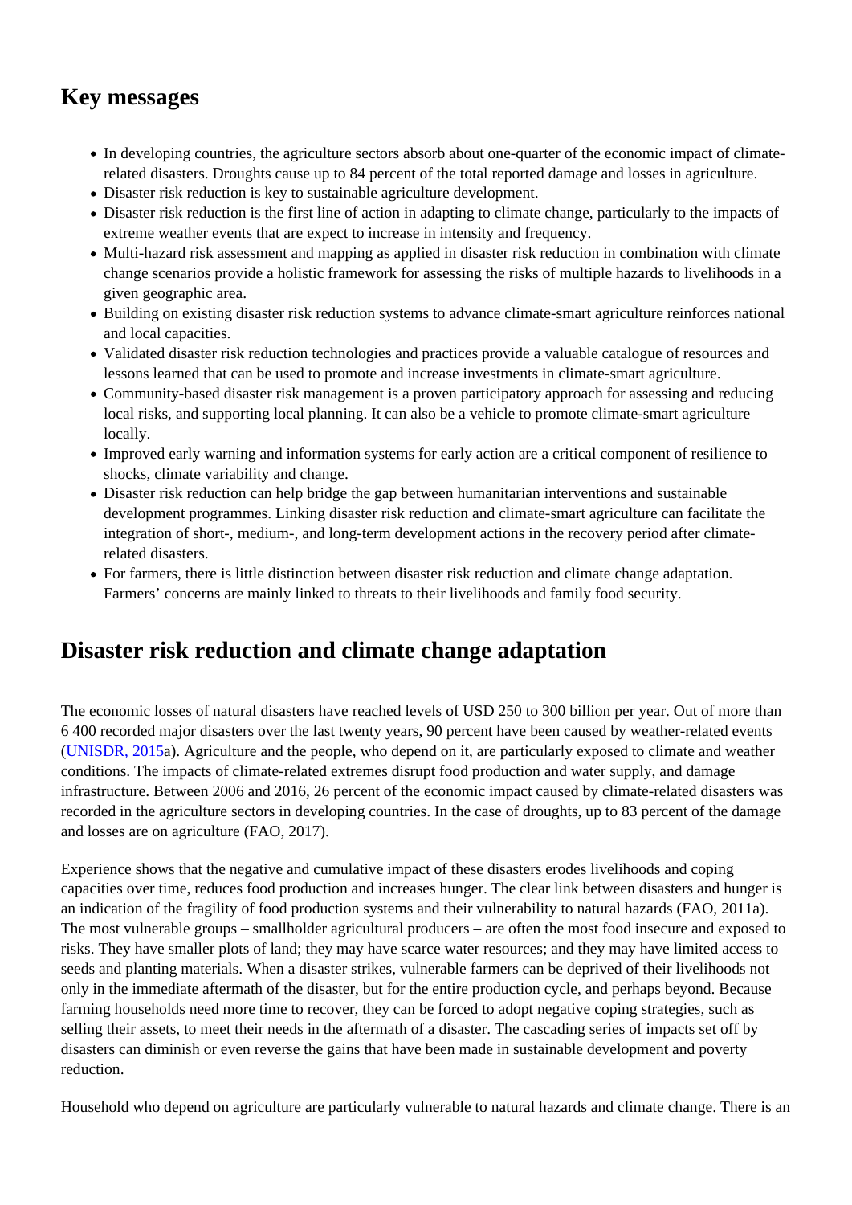## Key messages

- In developing countries, the agriculture sectors absorb about one-quarter of the economic impact of climate-related disasters. Droughts cause up to 84 percent of the total reported damage and losses in agriculture.
- Disaster risk reduction is key to sustainable agriculture development.
- Disaster risk reduction is the first line of action in adapting to climate change, particularly to the impacts of extreme weather events that are expect to increase in intensity and frequency.
- Multi-hazard risk assessment and mapping as applied in disaster risk reduction in combination with climate change scenarios provide a holistic framework for assessing the risks of multiple hazards to livelihoods in a given geographic area.
- Building on existing disaster risk reduction systems to advance climate-smart agriculture reinforces national and local capacities.
- Validated disaster risk reduction technologies and practices provide a valuable catalogue of resources and lessons learned that can be used to promote and increase investments in climate-smart agriculture.
- Community-based disaster risk management is a proven participatory approach for assessing and reducing local risks, and supporting local planning. It can also be a vehicle to promote climate-smart agriculture locally.
- Improved early warning and information systems for early action are a critical component of resilience to shocks, climate variability and change.
- Disaster risk reduction can help bridge the gap between humanitarian interventions and sustainable development programmes. Linking disaster risk reduction and climate-smart agriculture can facilitate the integration of short-, medium-, and long-term development actions in the recovery period after climate-related disasters.
- For farmers, there is little distinction between disaster risk reduction and climate change adaptation. Farmers' concerns are mainly linked to threats to their livelihoods and family food security.

## Disaster risk reduction and climate change adaptation

The economic losses of natural disasters have reached levels of USD 250 to 300 billion per year. Out of more than 6 400 recorded major disasters over the last twenty years, 90 percent have been caused by weather-related events (UNISDR, 2015a). Agriculture and the people, who depend on it, are particularly exposed to climate and weather conditions. The impacts of climate-related extremes disrupt food production and water supply, and damage infrastructure. Between 2006 and 2016, 26 percent of the economic impact caused by climate-related disasters was recorded in the agriculture sectors in developing countries. In the case of droughts, up to 83 percent of the damage and losses are on agriculture (FAO, 2017).

Experience shows that the negative and cumulative impact of these disasters erodes livelihoods and coping capacities over time, reduces food production and increases hunger. The clear link between disasters and hunger is an indication of the fragility of food production systems and their vulnerability to natural hazards (FAO, 2011a). The most vulnerable groups – smallholder agricultural producers – are often the most food insecure and exposed to risks. They have smaller plots of land; they may have scarce water resources; and they may have limited access to seeds and planting materials. When a disaster strikes, vulnerable farmers can be deprived of their livelihoods not only in the immediate aftermath of the disaster, but for the entire production cycle, and perhaps beyond. Because farming households need more time to recover, they can be forced to adopt negative coping strategies, such as selling their assets, to meet their needs in the aftermath of a disaster. The cascading series of impacts set off by disasters can diminish or even reverse the gains that have been made in sustainable development and poverty reduction.

Household who depend on agriculture are particularly vulnerable to natural hazards and climate change. There is an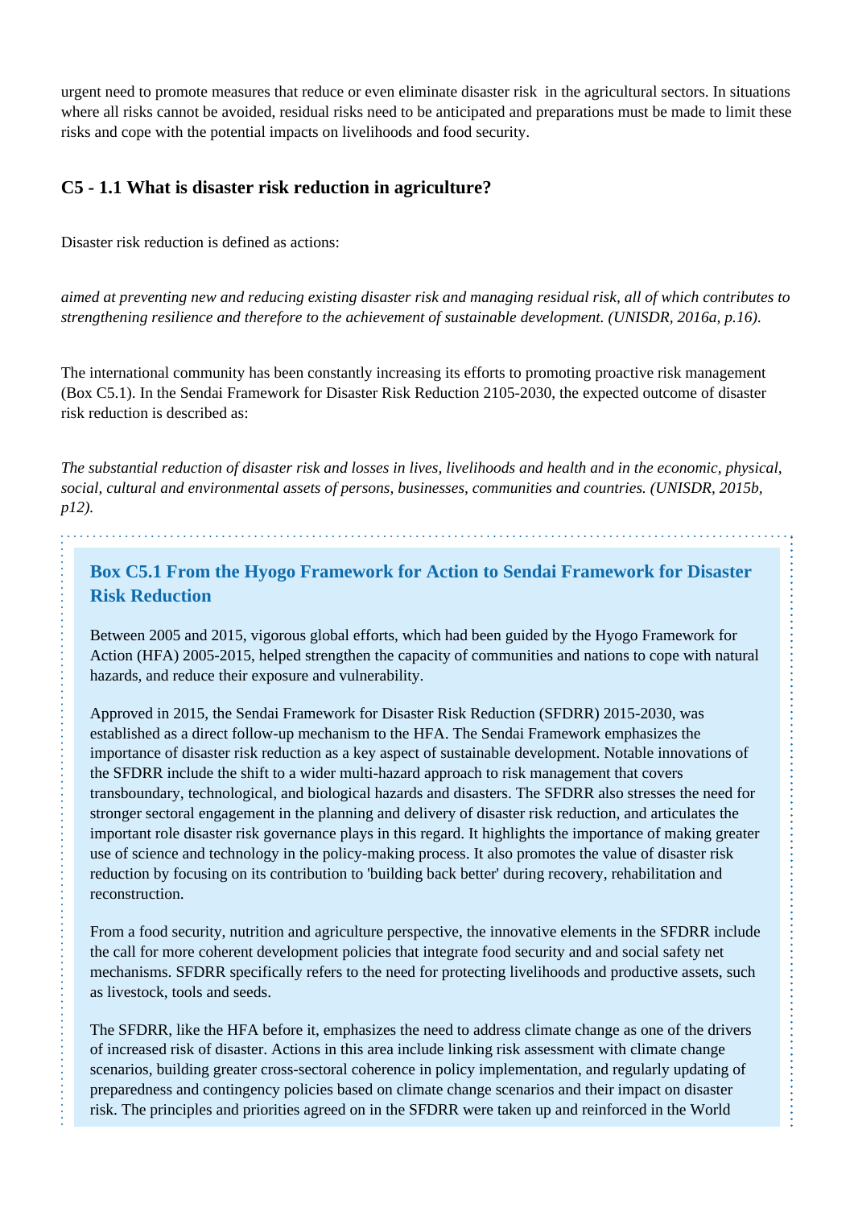urgent need to promote measures that reduce or even eliminate disaster risk in the agricultural sectors. In situations where all risks cannot be avoided, residual risks need to be anticipated and preparations must be made to limit these risks and cope with the potential impacts on livelihoods and food security.

### C5 - 1.1 What is disaster risk reduction in agriculture?

Disaster risk reduction is defined as actions:

*aimed at preventing new and reducing existing disaster risk and managing residual risk, all of which contributes to strengthening resilience and therefore to the achievement of sustainable development. (UNISDR, 2016a, p.16).*

The international community has been constantly increasing its efforts to promoting proactive risk management (Box C5.1). In the Sendai Framework for Disaster Risk Reduction 2105-2030, the expected outcome of disaster risk reduction is described as:

*The substantial reduction of disaster risk and losses in lives, livelihoods and health and in the economic, physical, social, cultural and environmental assets of persons, businesses, communities and countries. (UNISDR, 2015b, p12).*

#### Box C5.1 From the Hyogo Framework for Action to Sendai Framework for Disaster Risk Reduction

Between 2005 and 2015, vigorous global efforts, which had been guided by the Hyogo Framework for Action (HFA) 2005-2015, helped strengthen the capacity of communities and nations to cope with natural hazards, and reduce their exposure and vulnerability.

Approved in 2015, the Sendai Framework for Disaster Risk Reduction (SFDRR) 2015-2030, was established as a direct follow-up mechanism to the HFA. The Sendai Framework emphasizes the importance of disaster risk reduction as a key aspect of sustainable development. Notable innovations of the SFDRR include the shift to a wider multi-hazard approach to risk management that covers transboundary, technological, and biological hazards and disasters. The SFDRR also stresses the need for stronger sectoral engagement in the planning and delivery of disaster risk reduction, and articulates the important role disaster risk governance plays in this regard. It highlights the importance of making greater use of science and technology in the policy-making process. It also promotes the value of disaster risk reduction by focusing on its contribution to 'building back better' during recovery, rehabilitation and reconstruction.

From a food security, nutrition and agriculture perspective, the innovative elements in the SFDRR include the call for more coherent development policies that integrate food security and and social safety net mechanisms. SFDRR specifically refers to the need for protecting livelihoods and productive assets, such as livestock, tools and seeds.

The SFDRR, like the HFA before it, emphasizes the need to address climate change as one of the drivers of increased risk of disaster. Actions in this area include linking risk assessment with climate change scenarios, building greater cross-sectoral coherence in policy implementation, and regularly updating of preparedness and contingency policies based on climate change scenarios and their impact on disaster risk. The principles and priorities agreed on in the SFDRR were taken up and reinforced in the World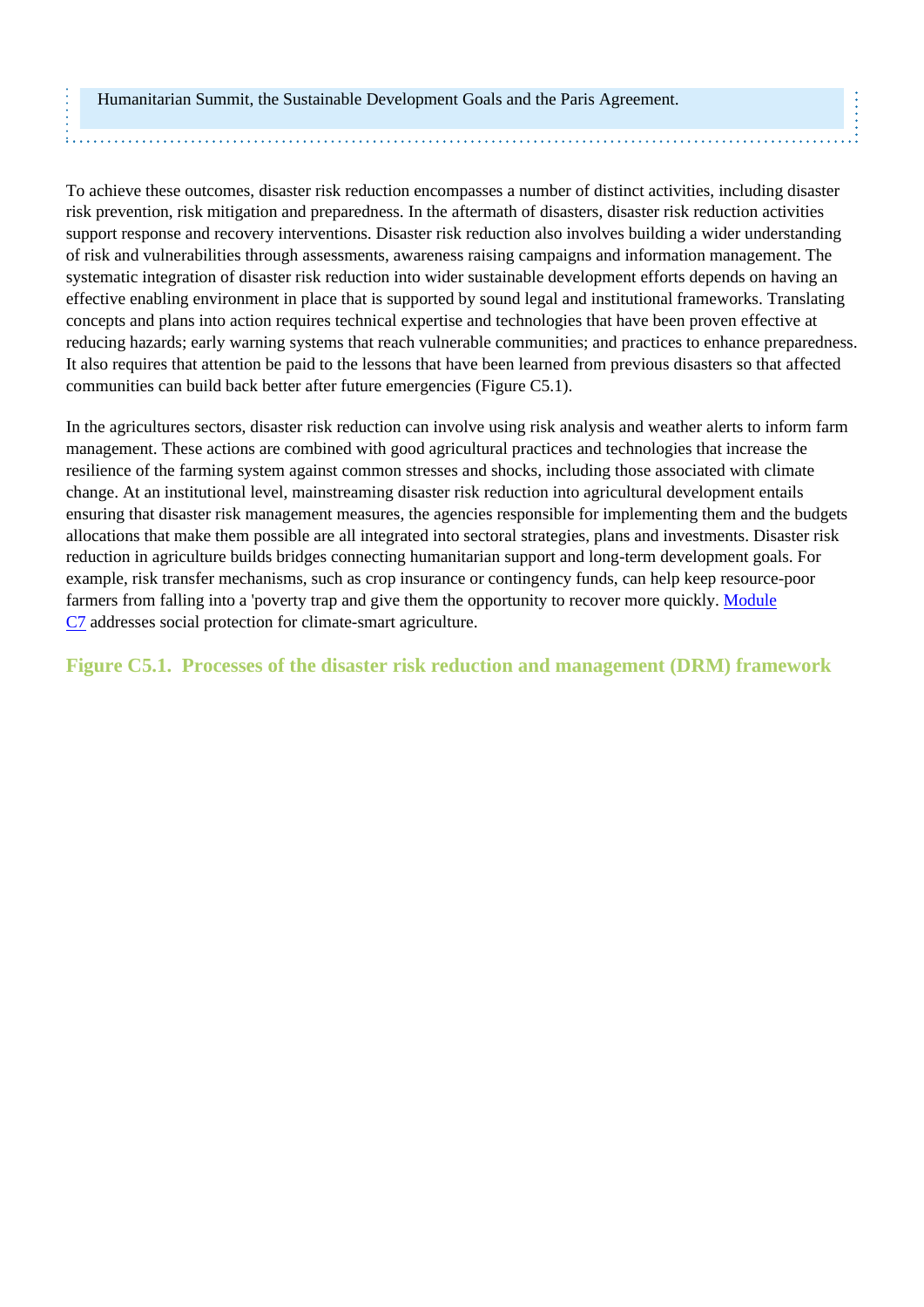Humanitarian Summit, the Sustainable Development Goals and the Paris Agreement.

To achieve these outcomes, disaster risk reduction encompasses a number of distinct activities, including disaster risk prevention, risk mitigation and preparedness. In the aftermath of disasters, disaster risk reduction activities support response and recovery interventions. Disaster risk reduction also involves building a wider understanding of risk and vulnerabilities through assessments, awareness raising campaigns and information management. The systematic integration of disaster risk reduction into wider sustainable development efforts depends on having an effective enabling environment in place that is supported by sound legal and institutional frameworks. Translating concepts and plans into action requires technical expertise and technologies that have been proven effective at reducing hazards; early warning systems that reach vulnerable communities; and practices to enhance preparedness. It also requires that attention be paid to the lessons that have been learned from previous disasters so that affected communities can build back better after future emergencies (Figure C5.1).

In the agricultures sectors, disaster risk reduction can involve using risk analysis and weather alerts to inform farm management. These actions are combined with good agricultural practices and technologies that increase the resilience of the farming system against common stresses and shocks, including those associated with climate change. At an institutional level, mainstreaming disaster risk reduction into agricultural development entails ensuring that disaster risk management measures, the agencies responsible for implementing them and the budgets allocations that make them possible are all integrated into sectoral strategies, plans and investments. Disaster risk reduction in agriculture builds bridges connecting humanitarian support and long-term development goals. For example, risk transfer mechanisms, such as crop insurance or contingency funds, can help keep resource-poor farmers from falling into a 'poverty trap and give them the opportunity to recover more quickly. Module C7 addresses social protection for climate-smart agriculture.

### Figure C5.1. Processes of the disaster risk reduction and management (DRM) framework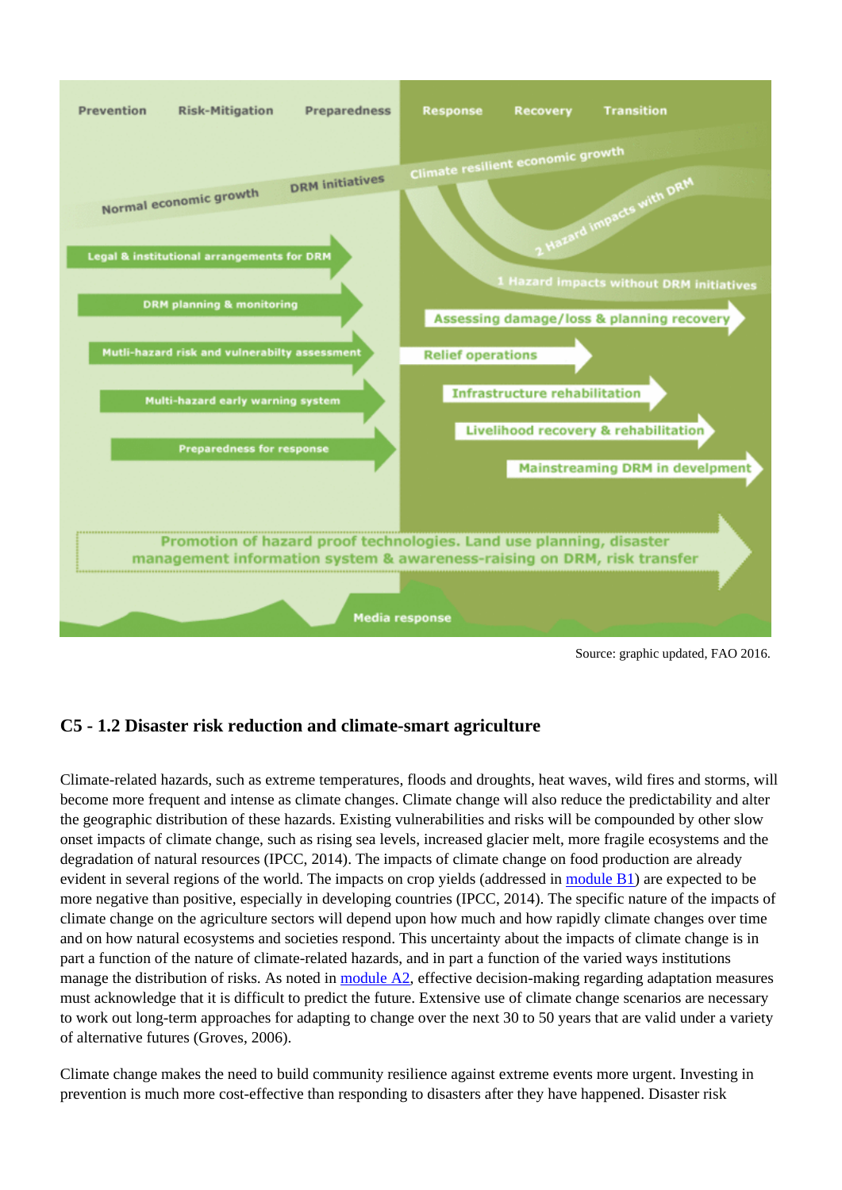Source: graphic updated, FAO 2016.

## C5 - 1.2 Disaster risk reduction and climate-smart agriculture

Climate-related hazards, such as extreme temperatures, floods and droughts, heat waves, wild fires and storms, will become more frequent and intense as climate changes. Climate change will also reduce the predictability and alter the geographic distribution of these hazards. Existing vulnerabilities and risks will be compounded by other slow onset impacts of climate change, such as rising sea levels, increased glacier melt, more fragile ecosystems and the degradation of natural resources (IPCC, 2014). The impacts of climate change on food production are already evident in several regions of the world. The impacts on crop yields (addressed in module B1) are expected to be more negative than positive, especially in developing countries (IPCC, 2014). The specific nature of the impacts of climate change on the agriculture sectors will depend upon how much and how rapidly climate changes over time and on how natural ecosystems and societies respond. This uncertainty about the impacts of climate change is in part a function of the nature of climate-related hazards, and in part a function of the varied ways institutions manage the distribution of risks. As noted in module A2, effective decision-making regarding adaptation measures must acknowledge that it is difficult to predict the future. Extensive use of climate change scenarios are necessary to work out long-term approaches for adapting to change over the next 30 to 50 years that are valid under a variety of alternative futures (Groves, 2006).

Climate change makes the need to build community resilience against extreme events more urgent. Investing in prevention is much more cost-effective than responding to disasters after they have happened. Disaster risk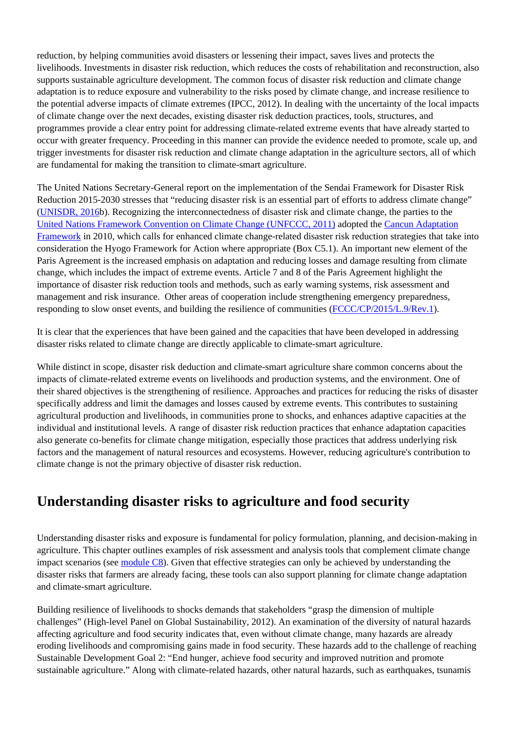reduction, by helping communities avoid disasters or lessening their impact, saves lives and protects the livelihoods. Investments in disaster risk reduction, which reduces the costs of rehabilitation and reconstruction, also supports sustainable agriculture development. The common focus of disaster risk reduction and climate change adaptation is to reduce exposure and vulnerability to the risks posed by climate change, and increase resilience to the potential adverse impacts of climate extremes (IPCC, 2012). In dealing with the uncertainty of the local impacts of climate change over the next decades, existing disaster risk deduction practices, tools, structures, and programmes provide a clear entry point for addressing climate-related extreme events that have already started to occur with greater frequency. Proceeding in this manner can provide the evidence needed to promote, scale up, and trigger investments for disaster risk reduction and climate change adaptation in the agriculture sectors, all of which are fundamental for making the transition to climate-smart agriculture.

The United Nations Secretary-General report on the implementation of the Sendai Framework for Disaster Risk Reduction 2015-2030 stresses that "reducing disaster risk is an essential part of efforts to address climate change" (UNISDR, 2016b). Recognizing the interconnectedness of disaster risk and climate change, the parties to the United Nations Framework Convention on Climate Change (UNFCCC, 2011) adopted the Cancun Adaptation Framework in 2010, which calls for enhanced climate change-related disaster risk reduction strategies that take into consideration the Hyogo Framework for Action where appropriate (Box C5.1). An important new element of the Paris Agreement is the increased emphasis on adaptation and reducing losses and damage resulting from climate change, which includes the impact of extreme events. Article 7 and 8 of the Paris Agreement highlight the importance of disaster risk reduction tools and methods, such as early warning systems, risk assessment and management and risk insurance.  Other areas of cooperation include strengthening emergency preparedness, responding to slow onset events, and building the resilience of communities (FCCC/CP/2015/L.9/Rev.1).

It is clear that the experiences that have been gained and the capacities that have been developed in addressing disaster risks related to climate change are directly applicable to climate-smart agriculture.

While distinct in scope, disaster risk deduction and climate-smart agriculture share common concerns about the impacts of climate-related extreme events on livelihoods and production systems, and the environment. One of their shared objectives is the strengthening of resilience. Approaches and practices for reducing the risks of disaster specifically address and limit the damages and losses caused by extreme events. This contributes to sustaining agricultural production and livelihoods, in communities prone to shocks, and enhances adaptive capacities at the individual and institutional levels. A range of disaster risk reduction practices that enhance adaptation capacities also generate co-benefits for climate change mitigation, especially those practices that address underlying risk factors and the management of natural resources and ecosystems. However, reducing agriculture's contribution to climate change is not the primary objective of disaster risk reduction.

## Understanding disaster risks to agriculture and food security

Understanding disaster risks and exposure is fundamental for policy formulation, planning, and decision-making in agriculture. This chapter outlines examples of risk assessment and analysis tools that complement climate change impact scenarios (see module C8). Given that effective strategies can only be achieved by understanding the disaster risks that farmers are already facing, these tools can also support planning for climate change adaptation and climate-smart agriculture.

Building resilience of livelihoods to shocks demands that stakeholders "grasp the dimension of multiple challenges" (High-level Panel on Global Sustainability, 2012). An examination of the diversity of natural hazards affecting agriculture and food security indicates that, even without climate change, many hazards are already eroding livelihoods and compromising gains made in food security. These hazards add to the challenge of reaching Sustainable Development Goal 2: "End hunger, achieve food security and improved nutrition and promote sustainable agriculture." Along with climate-related hazards, other natural hazards, such as earthquakes, tsunamis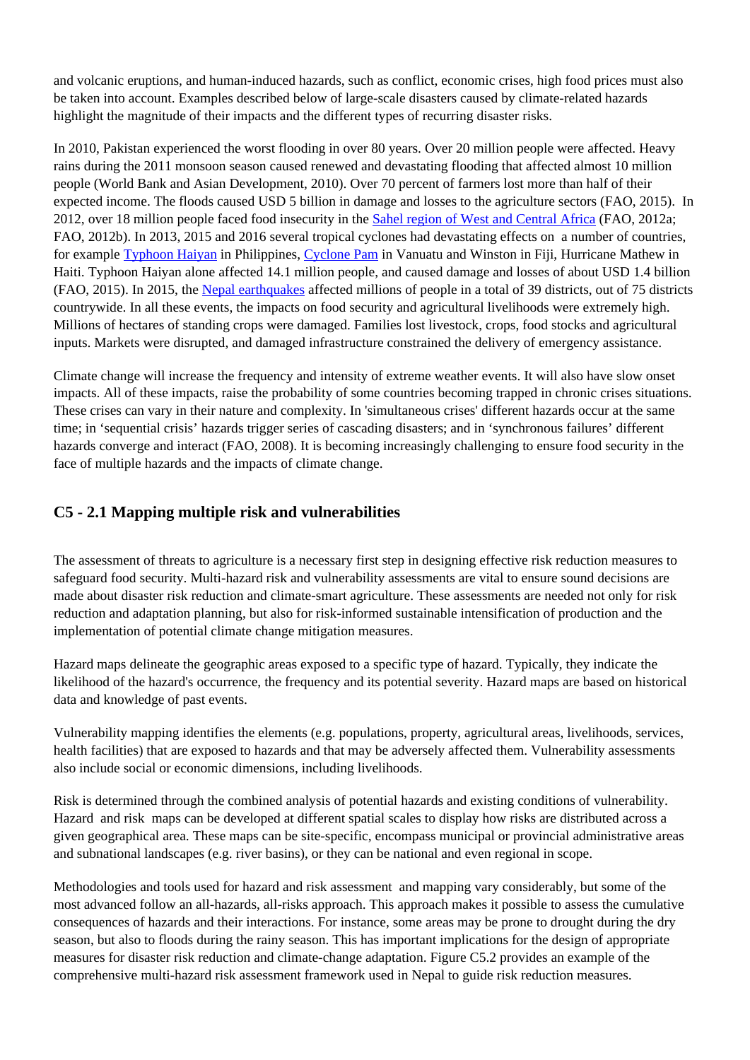and volcanic eruptions, and human-induced hazards, such as conflict, economic crises, high food prices must also be taken into account. Examples described below of large-scale disasters caused by climate-related hazards highlight the magnitude of their impacts and the different types of recurring disaster risks.

In 2010, Pakistan experienced the worst flooding in over 80 years. Over 20 million people were affected. Heavy rains during the 2011 monsoon season caused renewed and devastating flooding that affected almost 10 million people (World Bank and Asian Development, 2010). Over 70 percent of farmers lost more than half of their expected income. The floods caused USD 5 billion in damage and losses to the agriculture sectors (FAO, 2015). In 2012, over 18 million people faced food insecurity in the Sahel region of West and Central Africa (FAO, 2012a; FAO, 2012b). In 2013, 2015 and 2016 several tropical cyclones had devastating effects on a number of countries, for example Typhoon Haiyan in Philippines, Cyclone Pam in Vanuatu and Winston in Fiji, Hurricane Mathew in Haiti. Typhoon Haiyan alone affected 14.1 million people, and caused damage and losses of about USD 1.4 billion (FAO, 2015). In 2015, the Nepal earthquakes affected millions of people in a total of 39 districts, out of 75 districts countrywide. In all these events, the impacts on food security and agricultural livelihoods were extremely high. Millions of hectares of standing crops were damaged. Families lost livestock, crops, food stocks and agricultural inputs. Markets were disrupted, and damaged infrastructure constrained the delivery of emergency assistance.

Climate change will increase the frequency and intensity of extreme weather events. It will also have slow onset impacts. All of these impacts, raise the probability of some countries becoming trapped in chronic crises situations. These crises can vary in their nature and complexity. In 'simultaneous crises' different hazards occur at the same time; in 'sequential crisis' hazards trigger series of cascading disasters; and in 'synchronous failures' different hazards converge and interact (FAO, 2008). It is becoming increasingly challenging to ensure food security in the face of multiple hazards and the impacts of climate change.

## C5 - 2.1 Mapping multiple risk and vulnerabilities

The assessment of threats to agriculture is a necessary first step in designing effective risk reduction measures to safeguard food security. Multi-hazard risk and vulnerability assessments are vital to ensure sound decisions are made about disaster risk reduction and climate-smart agriculture. These assessments are needed not only for risk reduction and adaptation planning, but also for risk-informed sustainable intensification of production and the implementation of potential climate change mitigation measures.

Hazard maps delineate the geographic areas exposed to a specific type of hazard. Typically, they indicate the likelihood of the hazard's occurrence, the frequency and its potential severity. Hazard maps are based on historical data and knowledge of past events.

Vulnerability mapping identifies the elements (e.g. populations, property, agricultural areas, livelihoods, services, health facilities) that are exposed to hazards and that may be adversely affected them. Vulnerability assessments also include social or economic dimensions, including livelihoods.

Risk is determined through the combined analysis of potential hazards and existing conditions of vulnerability. Hazard and risk maps can be developed at different spatial scales to display how risks are distributed across a given geographical area. These maps can be site-specific, encompass municipal or provincial administrative areas and subnational landscapes (e.g. river basins), or they can be national and even regional in scope.

Methodologies and tools used for hazard and risk assessment and mapping vary considerably, but some of the most advanced follow an all-hazards, all-risks approach. This approach makes it possible to assess the cumulative consequences of hazards and their interactions. For instance, some areas may be prone to drought during the dry season, but also to floods during the rainy season. This has important implications for the design of appropriate measures for disaster risk reduction and climate-change adaptation. Figure C5.2 provides an example of the comprehensive multi-hazard risk assessment framework used in Nepal to guide risk reduction measures.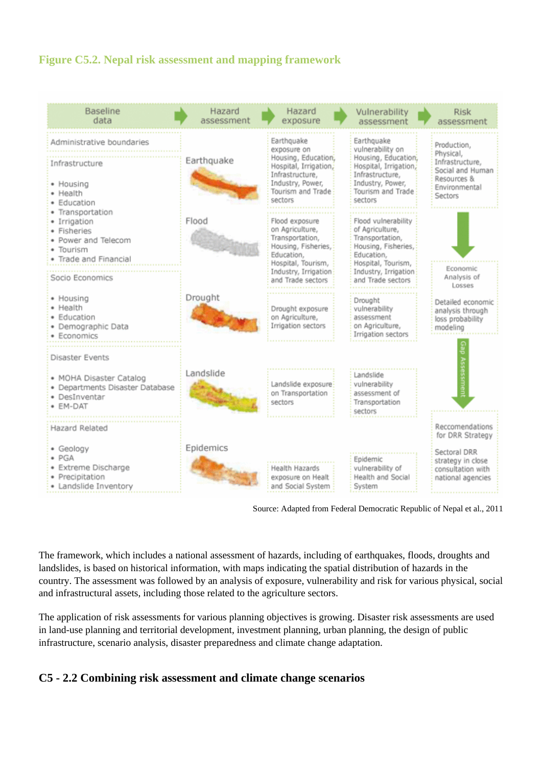**Figure C5.2. Nepal risk assessment and mapping framework**

| Baseline data | Hazard assessment | Hazard exposure | Vulnerability assessment | Risk assessment |
|---|---|---|---|---|
| Administrative boundaries<br><br>Infrastructure<br>• Housing<br>• Health<br>• Education<br>• Transportation<br>• Irrigation<br>• Fisheries<br>• Power and Telecom<br>• Tourism<br>• Trade and Financial | Earthquake | Earthquake exposure on Housing, Education, Hospital, Irrigation, Infrastructure, Industry, Power, Tourism and Trade sectors | Earthquake vulnerability on Housing, Education, Hospital, Irrigation, Infrastructure, Industry, Power, Tourism and Trade sectors | Production, Physical, Infrastructure, Social and Human Resources & Environmental Sectors |
| | Flood | Flood exposure on Agriculture, Transportation, Housing, Fisheries, Education, Hospital, Tourism, Industry, Irrigation and Trade sectors | Flood vulnerability of Agriculture, Transportation, Housing, Fisheries, Education, Hospital, Tourism, Industry, Irrigation and Trade sectors | Economic Analysis of Losses |
| Socio Economics<br>• Housing<br>• Health<br>• Education<br>• Demographic Data<br>• Economics | Drought | Drought exposure on Agriculture, Irrigation sectors | Drought vulnerability assessment on Agriculture, Irrigation sectors | Detailed economic analysis through loss probability modeling |
| Disaster Events<br>• MOHA Disaster Catalog<br>• Departments Disaster Database<br>• DesInventar<br>• EM-DAT | Landslide | Landslide exposure on Transportation sectors | Landslide vulnerability assessment of Transportation sectors | Gap Assessment |
| Hazard Related<br>• Geology<br>• PGA<br>• Extreme Discharge<br>• Precipitation<br>• Landslide Inventory | Epidemics | Health Hazards exposure on Healt and Social System | Epidemic vulnerability of Health and Social System | Reccomendations for DRR Strategy<br><br>Sectoral DRR strategy in close consultation with national agencies |

Source: Adapted from Federal Democratic Republic of Nepal et al., 2011

The framework, which includes a national assessment of hazards, including of earthquakes, floods, droughts and landslides, is based on historical information, with maps indicating the spatial distribution of hazards in the country. The assessment was followed by an analysis of exposure, vulnerability and risk for various physical, social and infrastructural assets, including those related to the agriculture sectors.

The application of risk assessments for various planning objectives is growing. Disaster risk assessments are used in land-use planning and territorial development, investment planning, urban planning, the design of public infrastructure, scenario analysis, disaster preparedness and climate change adaptation.

## C5 - 2.2 Combining risk assessment and climate change scenarios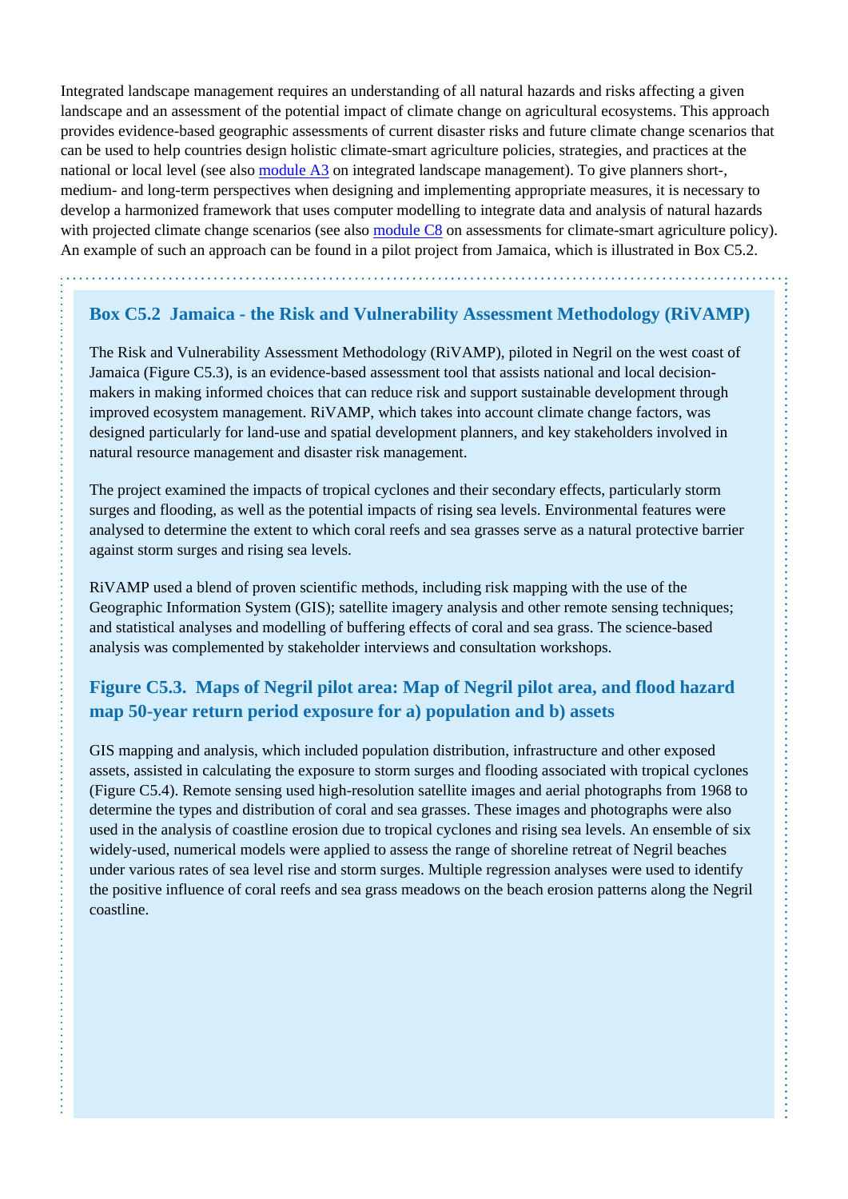Integrated landscape management requires an understanding of all natural hazards and risks affecting a given landscape and an assessment of the potential impact of climate change on agricultural ecosystems. This approach provides evidence-based geographic assessments of current disaster risks and future climate change scenarios that can be used to help countries design holistic climate-smart agriculture policies, strategies, and practices at the national or local level (see also module A3 on integrated landscape management). To give planners short-, medium- and long-term perspectives when designing and implementing appropriate measures, it is necessary to develop a harmonized framework that uses computer modelling to integrate data and analysis of natural hazards with projected climate change scenarios (see also module C8 on assessments for climate-smart agriculture policy). An example of such an approach can be found in a pilot project from Jamaica, which is illustrated in Box C5.2.

### Box C5.2 Jamaica - the Risk and Vulnerability Assessment Methodology (RiVAMP)

The Risk and Vulnerability Assessment Methodology (RiVAMP), piloted in Negril on the west coast of Jamaica (Figure C5.3), is an evidence-based assessment tool that assists national and local decision-makers in making informed choices that can reduce risk and support sustainable development through improved ecosystem management. RiVAMP, which takes into account climate change factors, was designed particularly for land-use and spatial development planners, and key stakeholders involved in natural resource management and disaster risk management.

The project examined the impacts of tropical cyclones and their secondary effects, particularly storm surges and flooding, as well as the potential impacts of rising sea levels. Environmental features were analysed to determine the extent to which coral reefs and sea grasses serve as a natural protective barrier against storm surges and rising sea levels.

RiVAMP used a blend of proven scientific methods, including risk mapping with the use of the Geographic Information System (GIS); satellite imagery analysis and other remote sensing techniques; and statistical analyses and modelling of buffering effects of coral and sea grass. The science-based analysis was complemented by stakeholder interviews and consultation workshops.

#### Figure C5.3. Maps of Negril pilot area: Map of Negril pilot area, and flood hazard map 50-year return period exposure for a) population and b) assets

GIS mapping and analysis, which included population distribution, infrastructure and other exposed assets, assisted in calculating the exposure to storm surges and flooding associated with tropical cyclones (Figure C5.4). Remote sensing used high-resolution satellite images and aerial photographs from 1968 to determine the types and distribution of coral and sea grasses. These images and photographs were also used in the analysis of coastline erosion due to tropical cyclones and rising sea levels. An ensemble of six widely-used, numerical models were applied to assess the range of shoreline retreat of Negril beaches under various rates of sea level rise and storm surges. Multiple regression analyses were used to identify the positive influence of coral reefs and sea grass meadows on the beach erosion patterns along the Negril coastline.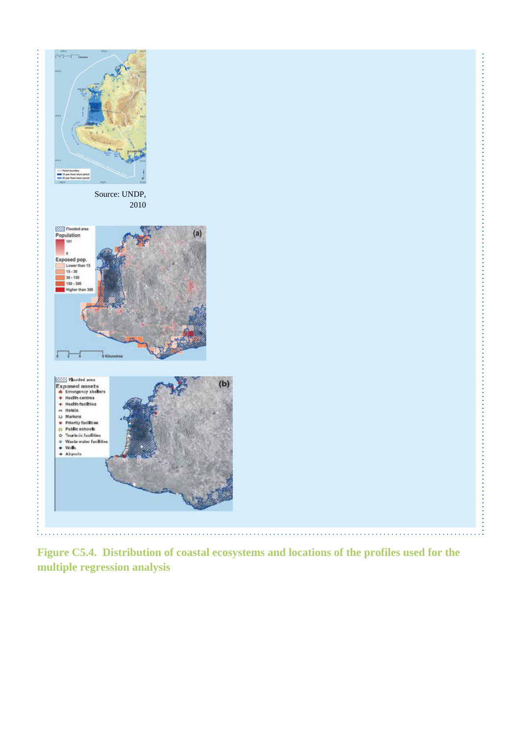Source: UNDP, 2010

**Figure C5.4. Distribution of coastal ecosystems and locations of the profiles used for the multiple regression analysis**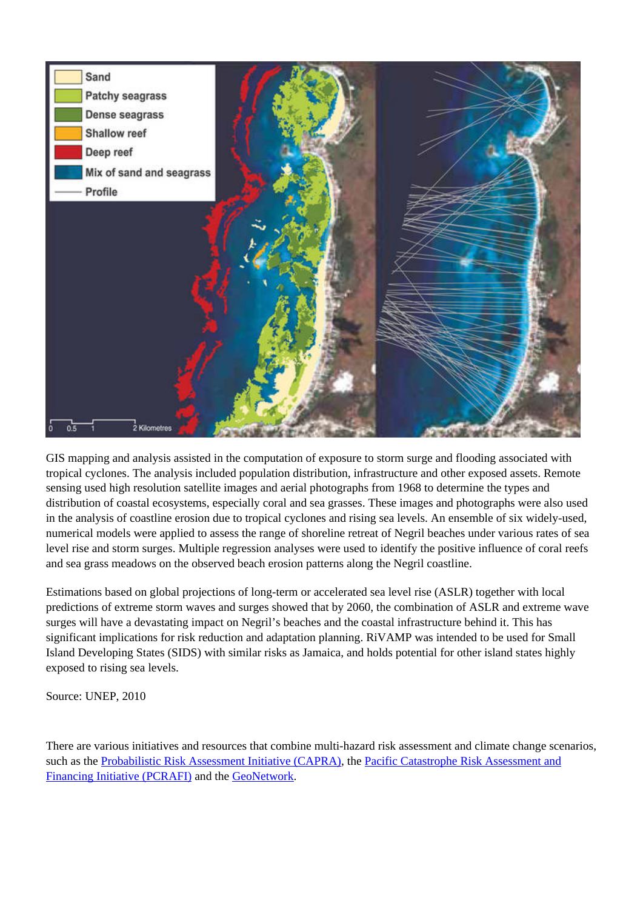GIS mapping and analysis assisted in the computation of exposure to storm surge and flooding associated with tropical cyclones. The analysis included population distribution, infrastructure and other exposed assets. Remote sensing used high resolution satellite images and aerial photographs from 1968 to determine the types and distribution of coastal ecosystems, especially coral and sea grasses. These images and photographs were also used in the analysis of coastline erosion due to tropical cyclones and rising sea levels. An ensemble of six widely-used, numerical models were applied to assess the range of shoreline retreat of Negril beaches under various rates of sea level rise and storm surges. Multiple regression analyses were used to identify the positive influence of coral reefs and sea grass meadows on the observed beach erosion patterns along the Negril coastline.

Estimations based on global projections of long-term or accelerated sea level rise (ASLR) together with local predictions of extreme storm waves and surges showed that by 2060, the combination of ASLR and extreme wave surges will have a devastating impact on Negril's beaches and the coastal infrastructure behind it. This has significant implications for risk reduction and adaptation planning. RiVAMP was intended to be used for Small Island Developing States (SIDS) with similar risks as Jamaica, and holds potential for other island states highly exposed to rising sea levels.

Source: UNEP, 2010

There are various initiatives and resources that combine multi-hazard risk assessment and climate change scenarios, such as the Probabilistic Risk Assessment Initiative (CAPRA), the Pacific Catastrophe Risk Assessment and Financing Initiative (PCRAFI) and the GeoNetwork.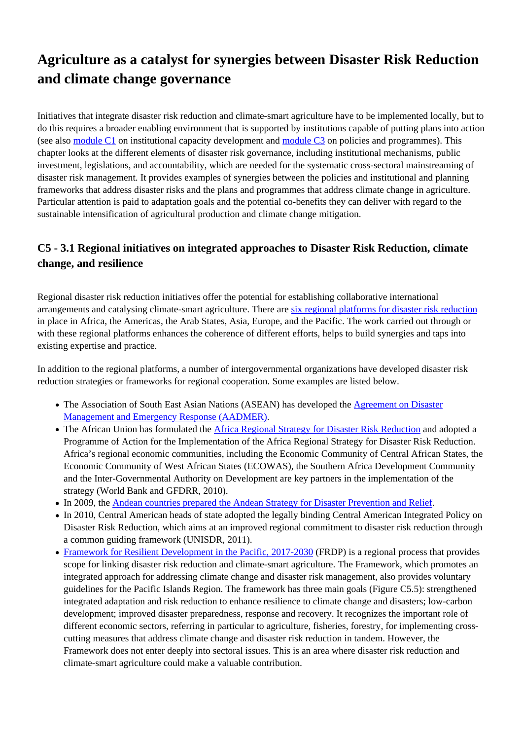# Agriculture as a catalyst for synergies between Disaster Risk Reduction and climate change governance

Initiatives that integrate disaster risk reduction and climate-smart agriculture have to be implemented locally, but to do this requires a broader enabling environment that is supported by institutions capable of putting plans into action (see also module C1 on institutional capacity development and module C3 on policies and programmes). This chapter looks at the different elements of disaster risk governance, including institutional mechanisms, public investment, legislations, and accountability, which are needed for the systematic cross-sectoral mainstreaming of disaster risk management. It provides examples of synergies between the policies and institutional and planning frameworks that address disaster risks and the plans and programmes that address climate change in agriculture. Particular attention is paid to adaptation goals and the potential co-benefits they can deliver with regard to the sustainable intensification of agricultural production and climate change mitigation.

## C5 - 3.1 Regional initiatives on integrated approaches to Disaster Risk Reduction, climate change, and resilience

Regional disaster risk reduction initiatives offer the potential for establishing collaborative international arrangements and catalysing climate-smart agriculture. There are six regional platforms for disaster risk reduction in place in Africa, the Americas, the Arab States, Asia, Europe, and the Pacific. The work carried out through or with these regional platforms enhances the coherence of different efforts, helps to build synergies and taps into existing expertise and practice.

In addition to the regional platforms, a number of intergovernmental organizations have developed disaster risk reduction strategies or frameworks for regional cooperation. Some examples are listed below.

- The Association of South East Asian Nations (ASEAN) has developed the Agreement on Disaster Management and Emergency Response (AADMER).
- The African Union has formulated the Africa Regional Strategy for Disaster Risk Reduction and adopted a Programme of Action for the Implementation of the Africa Regional Strategy for Disaster Risk Reduction. Africa's regional economic communities, including the Economic Community of Central African States, the Economic Community of West African States (ECOWAS), the Southern Africa Development Community and the Inter-Governmental Authority on Development are key partners in the implementation of the strategy (World Bank and GFDRR, 2010).
- In 2009, the Andean countries prepared the Andean Strategy for Disaster Prevention and Relief.
- In 2010, Central American heads of state adopted the legally binding Central American Integrated Policy on Disaster Risk Reduction, which aims at an improved regional commitment to disaster risk reduction through a common guiding framework (UNISDR, 2011).
- Framework for Resilient Development in the Pacific, 2017-2030 (FRDP) is a regional process that provides scope for linking disaster risk reduction and climate-smart agriculture. The Framework, which promotes an integrated approach for addressing climate change and disaster risk management, also provides voluntary guidelines for the Pacific Islands Region. The framework has three main goals (Figure C5.5): strengthened integrated adaptation and risk reduction to enhance resilience to climate change and disasters; low-carbon development; improved disaster preparedness, response and recovery. It recognizes the important role of different economic sectors, referring in particular to agriculture, fisheries, forestry, for implementing cross-cutting measures that address climate change and disaster risk reduction in tandem. However, the Framework does not enter deeply into sectoral issues. This is an area where disaster risk reduction and climate-smart agriculture could make a valuable contribution.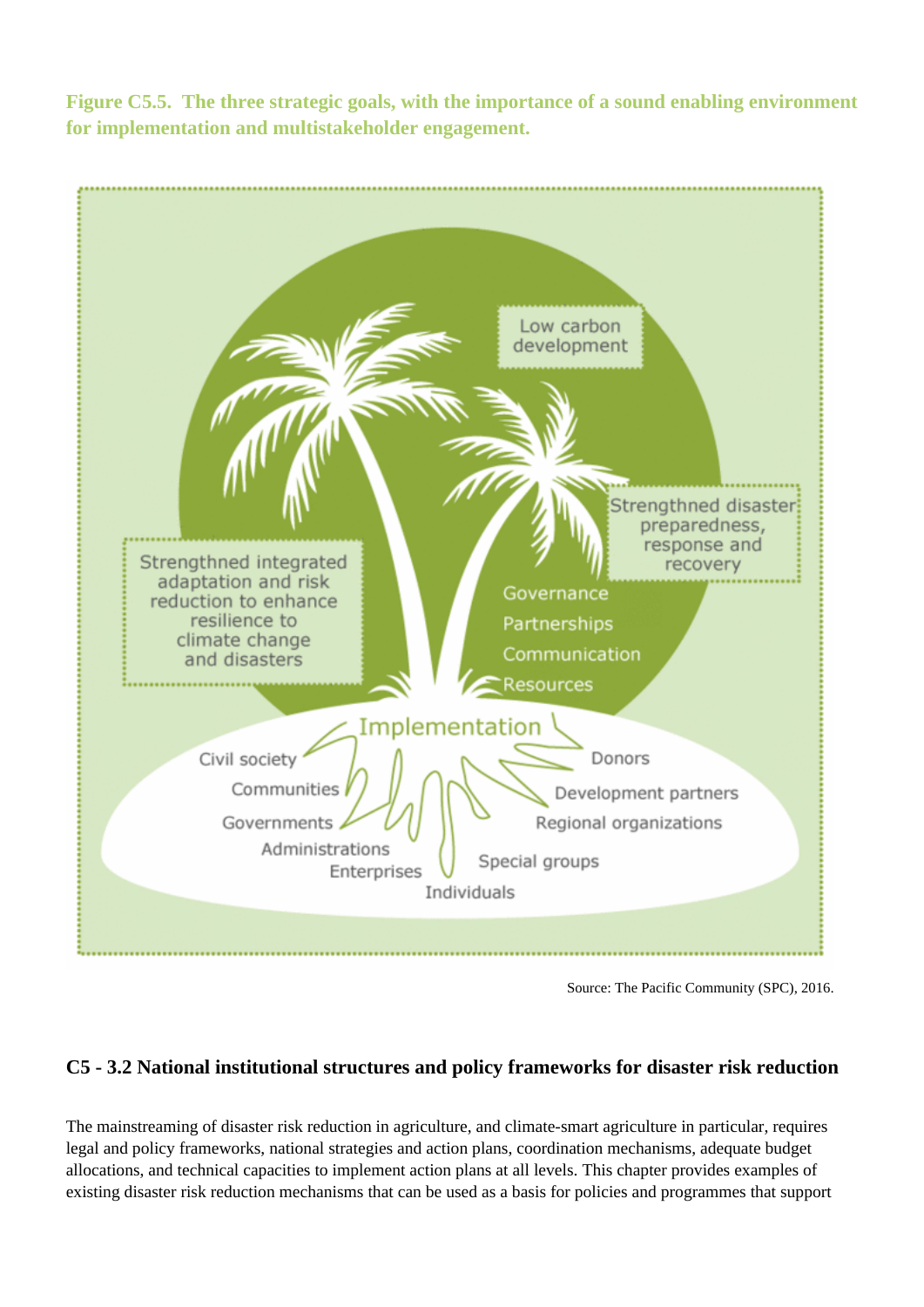**Figure C5.5. The three strategic goals, with the importance of a sound enabling environment for implementation and multistakeholder engagement.**

Low carbon development

Strengthned integrated adaptation and risk reduction to enhance resilience to climate change and disasters

Strengthned disaster preparedness, response and recovery

Governance

Partnerships

Communication

Resources

Implementation

Civil society

Communities

Governments

Administrations

Enterprises

Individuals

Special groups

Regional organizations

Development partners

Donors

Source: The Pacific Community (SPC), 2016.

## C5 - 3.2 National institutional structures and policy frameworks for disaster risk reduction

The mainstreaming of disaster risk reduction in agriculture, and climate-smart agriculture in particular, requires legal and policy frameworks, national strategies and action plans, coordination mechanisms, adequate budget allocations, and technical capacities to implement action plans at all levels. This chapter provides examples of existing disaster risk reduction mechanisms that can be used as a basis for policies and programmes that support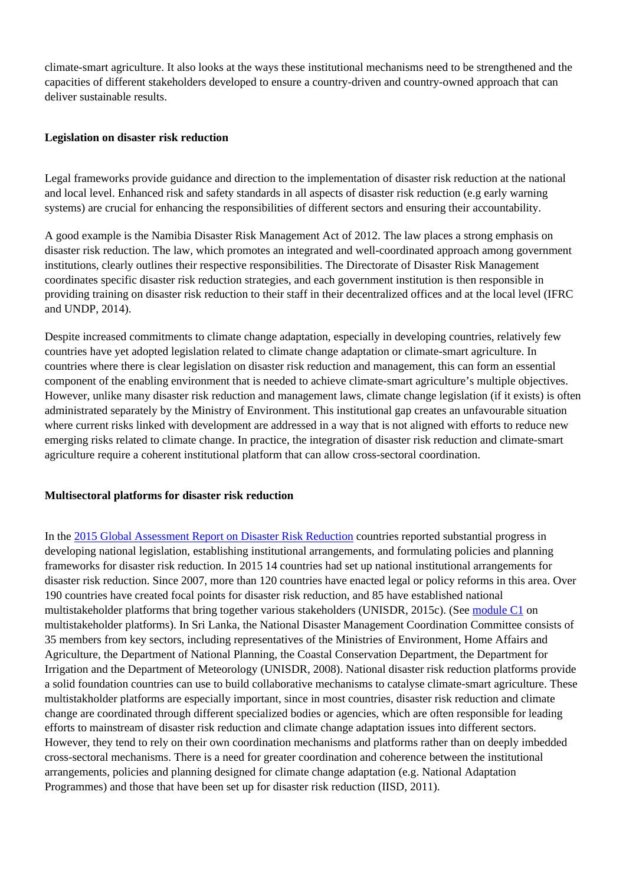climate-smart agriculture. It also looks at the ways these institutional mechanisms need to be strengthened and the capacities of different stakeholders developed to ensure a country-driven and country-owned approach that can deliver sustainable results.

**Legislation on disaster risk reduction**

Legal frameworks provide guidance and direction to the implementation of disaster risk reduction at the national and local level. Enhanced risk and safety standards in all aspects of disaster risk reduction (e.g early warning systems) are crucial for enhancing the responsibilities of different sectors and ensuring their accountability.

A good example is the Namibia Disaster Risk Management Act of 2012. The law places a strong emphasis on disaster risk reduction. The law, which promotes an integrated and well-coordinated approach among government institutions, clearly outlines their respective responsibilities. The Directorate of Disaster Risk Management coordinates specific disaster risk reduction strategies, and each government institution is then responsible in providing training on disaster risk reduction to their staff in their decentralized offices and at the local level (IFRC and UNDP, 2014).

Despite increased commitments to climate change adaptation, especially in developing countries, relatively few countries have yet adopted legislation related to climate change adaptation or climate-smart agriculture. In countries where there is clear legislation on disaster risk reduction and management, this can form an essential component of the enabling environment that is needed to achieve climate-smart agriculture's multiple objectives. However, unlike many disaster risk reduction and management laws, climate change legislation (if it exists) is often administrated separately by the Ministry of Environment. This institutional gap creates an unfavourable situation where current risks linked with development are addressed in a way that is not aligned with efforts to reduce new emerging risks related to climate change. In practice, the integration of disaster risk reduction and climate-smart agriculture require a coherent institutional platform that can allow cross-sectoral coordination.

**Multisectoral platforms for disaster risk reduction**

In the 2015 Global Assessment Report on Disaster Risk Reduction countries reported substantial progress in developing national legislation, establishing institutional arrangements, and formulating policies and planning frameworks for disaster risk reduction. In 2015 14 countries had set up national institutional arrangements for disaster risk reduction. Since 2007, more than 120 countries have enacted legal or policy reforms in this area. Over 190 countries have created focal points for disaster risk reduction, and 85 have established national multistakeholder platforms that bring together various stakeholders (UNISDR, 2015c). (See module C1 on multistakeholder platforms). In Sri Lanka, the National Disaster Management Coordination Committee consists of 35 members from key sectors, including representatives of the Ministries of Environment, Home Affairs and Agriculture, the Department of National Planning, the Coastal Conservation Department, the Department for Irrigation and the Department of Meteorology (UNISDR, 2008). National disaster risk reduction platforms provide a solid foundation countries can use to build collaborative mechanisms to catalyse climate-smart agriculture. These multistakeholder platforms are especially important, since in most countries, disaster risk reduction and climate change are coordinated through different specialized bodies or agencies, which are often responsible for leading efforts to mainstream of disaster risk reduction and climate change adaptation issues into different sectors. However, they tend to rely on their own coordination mechanisms and platforms rather than on deeply imbedded cross-sectoral mechanisms. There is a need for greater coordination and coherence between the institutional arrangements, policies and planning designed for climate change adaptation (e.g. National Adaptation Programmes) and those that have been set up for disaster risk reduction (IISD, 2011).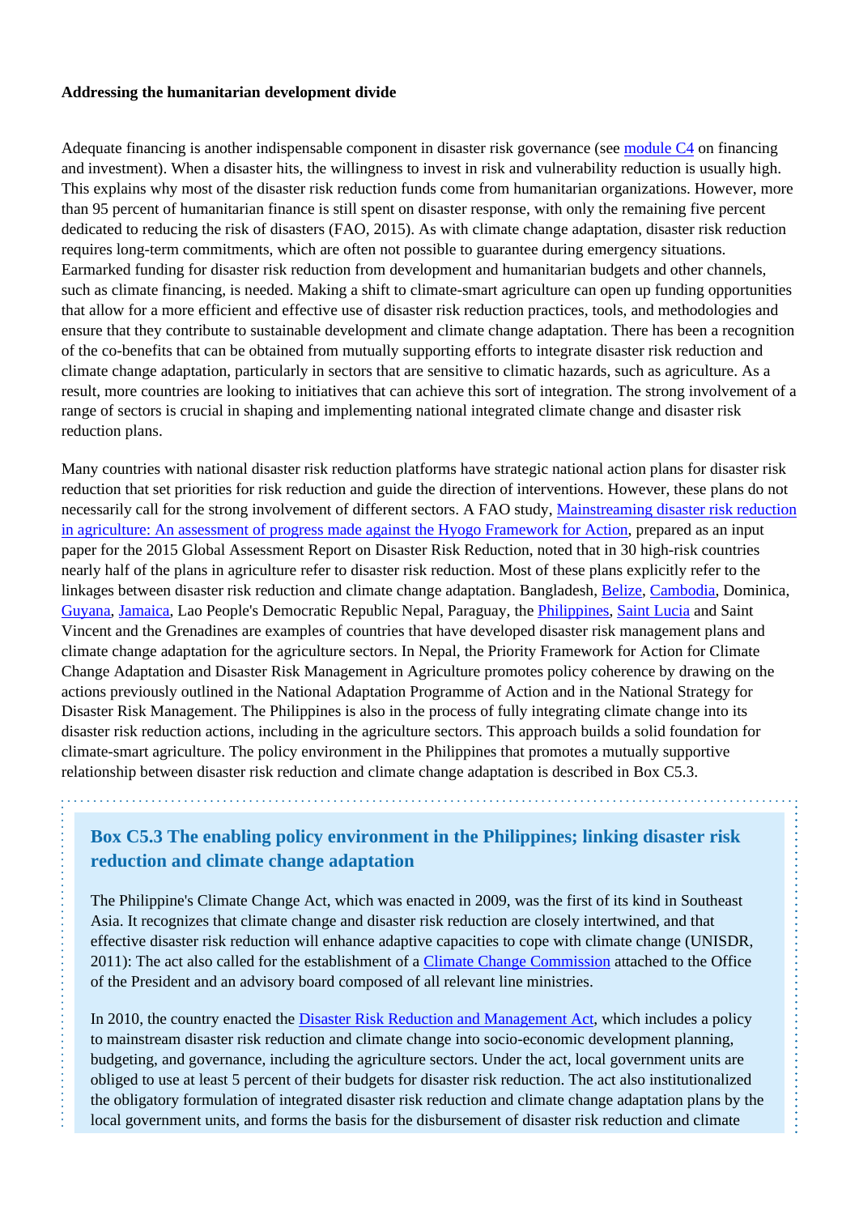**Addressing the humanitarian development divide**

Adequate financing is another indispensable component in disaster risk governance (see module C4 on financing and investment). When a disaster hits, the willingness to invest in risk and vulnerability reduction is usually high. This explains why most of the disaster risk reduction funds come from humanitarian organizations. However, more than 95 percent of humanitarian finance is still spent on disaster response, with only the remaining five percent dedicated to reducing the risk of disasters (FAO, 2015). As with climate change adaptation, disaster risk reduction requires long-term commitments, which are often not possible to guarantee during emergency situations. Earmarked funding for disaster risk reduction from development and humanitarian budgets and other channels, such as climate financing, is needed. Making a shift to climate-smart agriculture can open up funding opportunities that allow for a more efficient and effective use of disaster risk reduction practices, tools, and methodologies and ensure that they contribute to sustainable development and climate change adaptation. There has been a recognition of the co-benefits that can be obtained from mutually supporting efforts to integrate disaster risk reduction and climate change adaptation, particularly in sectors that are sensitive to climatic hazards, such as agriculture. As a result, more countries are looking to initiatives that can achieve this sort of integration. The strong involvement of a range of sectors is crucial in shaping and implementing national integrated climate change and disaster risk reduction plans.

Many countries with national disaster risk reduction platforms have strategic national action plans for disaster risk reduction that set priorities for risk reduction and guide the direction of interventions. However, these plans do not necessarily call for the strong involvement of different sectors. A FAO study, Mainstreaming disaster risk reduction in agriculture: An assessment of progress made against the Hyogo Framework for Action, prepared as an input paper for the 2015 Global Assessment Report on Disaster Risk Reduction, noted that in 30 high-risk countries nearly half of the plans in agriculture refer to disaster risk reduction. Most of these plans explicitly refer to the linkages between disaster risk reduction and climate change adaptation. Bangladesh, Belize, Cambodia, Dominica, Guyana, Jamaica, Lao People's Democratic Republic Nepal, Paraguay, the Philippines, Saint Lucia and Saint Vincent and the Grenadines are examples of countries that have developed disaster risk management plans and climate change adaptation for the agriculture sectors. In Nepal, the Priority Framework for Action for Climate Change Adaptation and Disaster Risk Management in Agriculture promotes policy coherence by drawing on the actions previously outlined in the National Adaptation Programme of Action and in the National Strategy for Disaster Risk Management. The Philippines is also in the process of fully integrating climate change into its disaster risk reduction actions, including in the agriculture sectors. This approach builds a solid foundation for climate-smart agriculture. The policy environment in the Philippines that promotes a mutually supportive relationship between disaster risk reduction and climate change adaptation is described in Box C5.3.

### Box C5.3 The enabling policy environment in the Philippines; linking disaster risk reduction and climate change adaptation

The Philippine's Climate Change Act, which was enacted in 2009, was the first of its kind in Southeast Asia. It recognizes that climate change and disaster risk reduction are closely intertwined, and that effective disaster risk reduction will enhance adaptive capacities to cope with climate change (UNISDR, 2011): The act also called for the establishment of a Climate Change Commission attached to the Office of the President and an advisory board composed of all relevant line ministries.

In 2010, the country enacted the Disaster Risk Reduction and Management Act, which includes a policy to mainstream disaster risk reduction and climate change into socio-economic development planning, budgeting, and governance, including the agriculture sectors. Under the act, local government units are obliged to use at least 5 percent of their budgets for disaster risk reduction. The act also institutionalized the obligatory formulation of integrated disaster risk reduction and climate change adaptation plans by the local government units, and forms the basis for the disbursement of disaster risk reduction and climate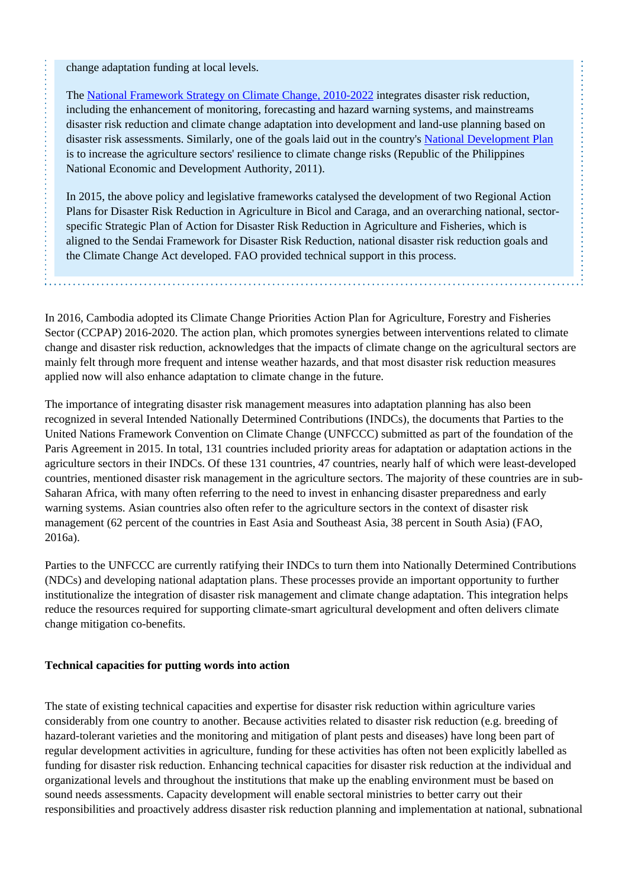change adaptation funding at local levels.

The National Framework Strategy on Climate Change, 2010-2022 integrates disaster risk reduction, including the enhancement of monitoring, forecasting and hazard warning systems, and mainstreams disaster risk reduction and climate change adaptation into development and land-use planning based on disaster risk assessments. Similarly, one of the goals laid out in the country's National Development Plan is to increase the agriculture sectors' resilience to climate change risks (Republic of the Philippines National Economic and Development Authority, 2011).

In 2015, the above policy and legislative frameworks catalysed the development of two Regional Action Plans for Disaster Risk Reduction in Agriculture in Bicol and Caraga, and an overarching national, sector-specific Strategic Plan of Action for Disaster Risk Reduction in Agriculture and Fisheries, which is aligned to the Sendai Framework for Disaster Risk Reduction, national disaster risk reduction goals and the Climate Change Act developed. FAO provided technical support in this process.

In 2016, Cambodia adopted its Climate Change Priorities Action Plan for Agriculture, Forestry and Fisheries Sector (CCPAP) 2016-2020. The action plan, which promotes synergies between interventions related to climate change and disaster risk reduction, acknowledges that the impacts of climate change on the agricultural sectors are mainly felt through more frequent and intense weather hazards, and that most disaster risk reduction measures applied now will also enhance adaptation to climate change in the future.

The importance of integrating disaster risk management measures into adaptation planning has also been recognized in several Intended Nationally Determined Contributions (INDCs), the documents that Parties to the United Nations Framework Convention on Climate Change (UNFCCC) submitted as part of the foundation of the Paris Agreement in 2015. In total, 131 countries included priority areas for adaptation or adaptation actions in the agriculture sectors in their INDCs. Of these 131 countries, 47 countries, nearly half of which were least-developed countries, mentioned disaster risk management in the agriculture sectors. The majority of these countries are in sub-Saharan Africa, with many often referring to the need to invest in enhancing disaster preparedness and early warning systems. Asian countries also often refer to the agriculture sectors in the context of disaster risk management (62 percent of the countries in East Asia and Southeast Asia, 38 percent in South Asia) (FAO, 2016a).

Parties to the UNFCCC are currently ratifying their INDCs to turn them into Nationally Determined Contributions (NDCs) and developing national adaptation plans. These processes provide an important opportunity to further institutionalize the integration of disaster risk management and climate change adaptation. This integration helps reduce the resources required for supporting climate-smart agricultural development and often delivers climate change mitigation co-benefits.

**Technical capacities for putting words into action**

The state of existing technical capacities and expertise for disaster risk reduction within agriculture varies considerably from one country to another. Because activities related to disaster risk reduction (e.g. breeding of hazard-tolerant varieties and the monitoring and mitigation of plant pests and diseases) have long been part of regular development activities in agriculture, funding for these activities has often not been explicitly labelled as funding for disaster risk reduction. Enhancing technical capacities for disaster risk reduction at the individual and organizational levels and throughout the institutions that make up the enabling environment must be based on sound needs assessments. Capacity development will enable sectoral ministries to better carry out their responsibilities and proactively address disaster risk reduction planning and implementation at national, subnational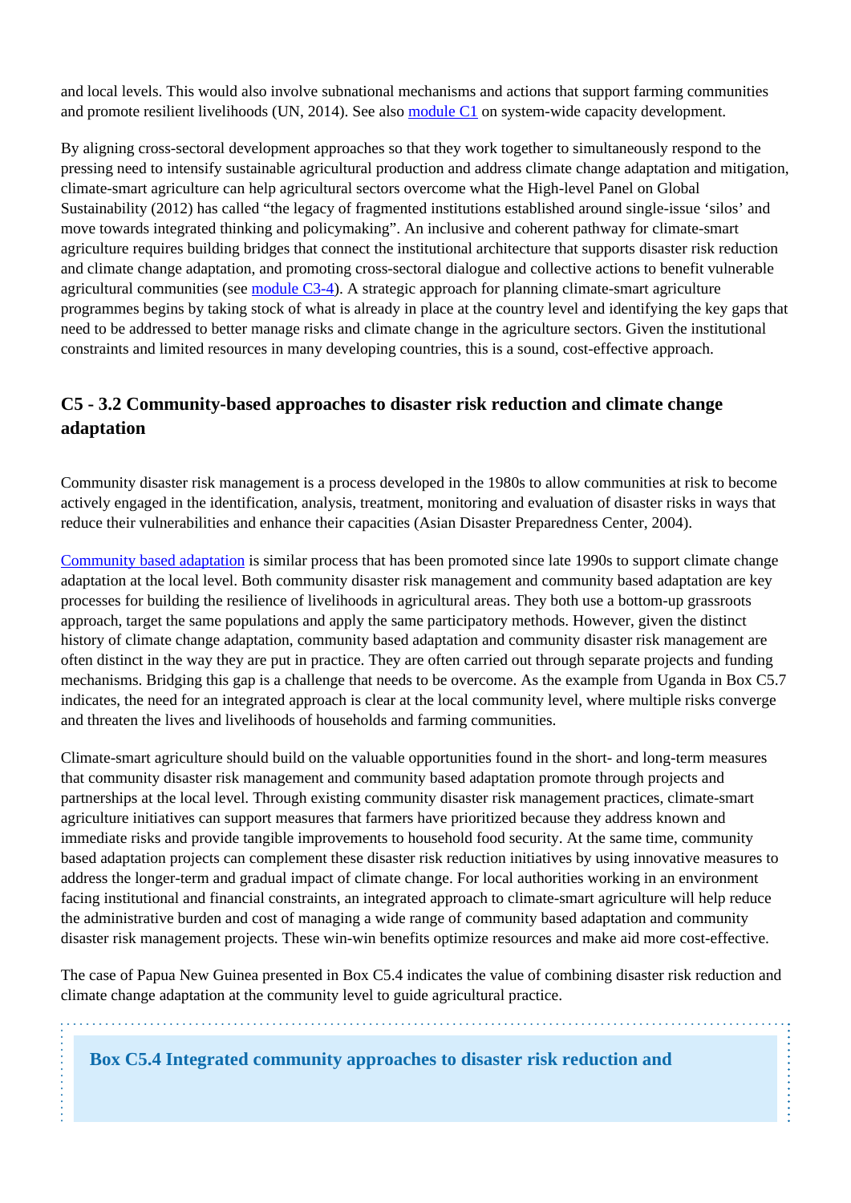and local levels. This would also involve subnational mechanisms and actions that support farming communities and promote resilient livelihoods (UN, 2014). See also [module C1](#) on system-wide capacity development.

By aligning cross-sectoral development approaches so that they work together to simultaneously respond to the pressing need to intensify sustainable agricultural production and address climate change adaptation and mitigation, climate-smart agriculture can help agricultural sectors overcome what the High-level Panel on Global Sustainability (2012) has called "the legacy of fragmented institutions established around single-issue 'silos' and move towards integrated thinking and policymaking". An inclusive and coherent pathway for climate-smart agriculture requires building bridges that connect the institutional architecture that supports disaster risk reduction and climate change adaptation, and promoting cross-sectoral dialogue and collective actions to benefit vulnerable agricultural communities (see [module C3-4](#)). A strategic approach for planning climate-smart agriculture programmes begins by taking stock of what is already in place at the country level and identifying the key gaps that need to be addressed to better manage risks and climate change in the agriculture sectors. Given the institutional constraints and limited resources in many developing countries, this is a sound, cost-effective approach.

### C5 - 3.2 Community-based approaches to disaster risk reduction and climate change adaptation

Community disaster risk management is a process developed in the 1980s to allow communities at risk to become actively engaged in the identification, analysis, treatment, monitoring and evaluation of disaster risks in ways that reduce their vulnerabilities and enhance their capacities (Asian Disaster Preparedness Center, 2004).

[Community based adaptation](#) is similar process that has been promoted since late 1990s to support climate change adaptation at the local level. Both community disaster risk management and community based adaptation are key processes for building the resilience of livelihoods in agricultural areas. They both use a bottom-up grassroots approach, target the same populations and apply the same participatory methods. However, given the distinct history of climate change adaptation, community based adaptation and community disaster risk management are often distinct in the way they are put in practice. They are often carried out through separate projects and funding mechanisms. Bridging this gap is a challenge that needs to be overcome. As the example from Uganda in Box C5.7 indicates, the need for an integrated approach is clear at the local community level, where multiple risks converge and threaten the lives and livelihoods of households and farming communities.

Climate-smart agriculture should build on the valuable opportunities found in the short- and long-term measures that community disaster risk management and community based adaptation promote through projects and partnerships at the local level. Through existing community disaster risk management practices, climate-smart agriculture initiatives can support measures that farmers have prioritized because they address known and immediate risks and provide tangible improvements to household food security. At the same time, community based adaptation projects can complement these disaster risk reduction initiatives by using innovative measures to address the longer-term and gradual impact of climate change. For local authorities working in an environment facing institutional and financial constraints, an integrated approach to climate-smart agriculture will help reduce the administrative burden and cost of managing a wide range of community based adaptation and community disaster risk management projects. These win-win benefits optimize resources and make aid more cost-effective.

The case of Papua New Guinea presented in Box C5.4 indicates the value of combining disaster risk reduction and climate change adaptation at the community level to guide agricultural practice.

**Box C5.4 Integrated community approaches to disaster risk reduction and**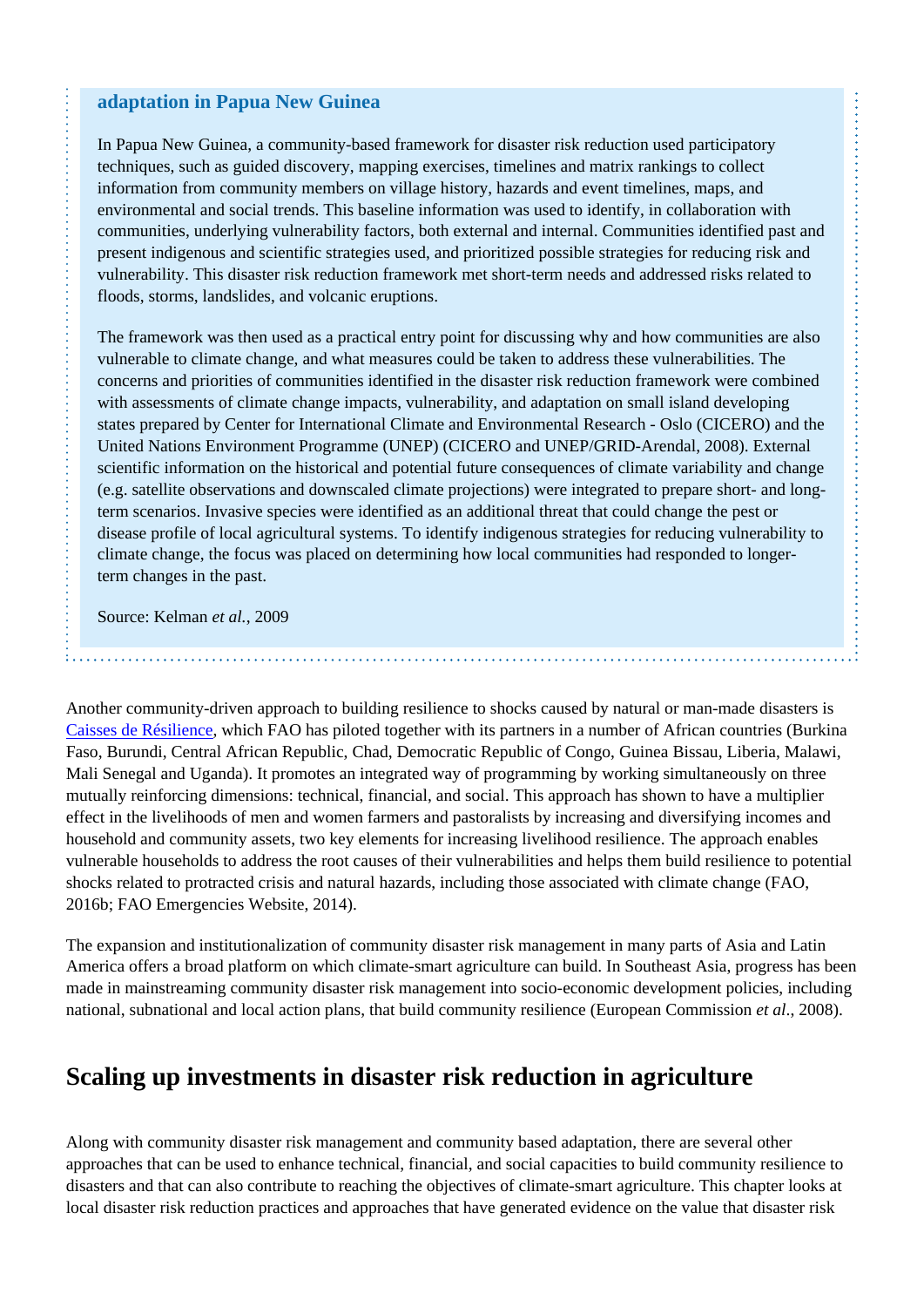**adaptation in Papua New Guinea**

In Papua New Guinea, a community-based framework for disaster risk reduction used participatory techniques, such as guided discovery, mapping exercises, timelines and matrix rankings to collect information from community members on village history, hazards and event timelines, maps, and environmental and social trends. This baseline information was used to identify, in collaboration with communities, underlying vulnerability factors, both external and internal. Communities identified past and present indigenous and scientific strategies used, and prioritized possible strategies for reducing risk and vulnerability. This disaster risk reduction framework met short-term needs and addressed risks related to floods, storms, landslides, and volcanic eruptions.

The framework was then used as a practical entry point for discussing why and how communities are also vulnerable to climate change, and what measures could be taken to address these vulnerabilities. The concerns and priorities of communities identified in the disaster risk reduction framework were combined with assessments of climate change impacts, vulnerability, and adaptation on small island developing states prepared by Center for International Climate and Environmental Research - Oslo (CICERO) and the United Nations Environment Programme (UNEP) (CICERO and UNEP/GRID-Arendal, 2008). External scientific information on the historical and potential future consequences of climate variability and change (e.g. satellite observations and downscaled climate projections) were integrated to prepare short- and long-term scenarios. Invasive species were identified as an additional threat that could change the pest or disease profile of local agricultural systems. To identify indigenous strategies for reducing vulnerability to climate change, the focus was placed on determining how local communities had responded to longer-term changes in the past.

Source: Kelman *et al.*, 2009

Another community-driven approach to building resilience to shocks caused by natural or man-made disasters is Caisses de Résilience, which FAO has piloted together with its partners in a number of African countries (Burkina Faso, Burundi, Central African Republic, Chad, Democratic Republic of Congo, Guinea Bissau, Liberia, Malawi, Mali Senegal and Uganda). It promotes an integrated way of programming by working simultaneously on three mutually reinforcing dimensions: technical, financial, and social. This approach has shown to have a multiplier effect in the livelihoods of men and women farmers and pastoralists by increasing and diversifying incomes and household and community assets, two key elements for increasing livelihood resilience. The approach enables vulnerable households to address the root causes of their vulnerabilities and helps them build resilience to potential shocks related to protracted crisis and natural hazards, including those associated with climate change (FAO, 2016b; FAO Emergencies Website, 2014).

The expansion and institutionalization of community disaster risk management in many parts of Asia and Latin America offers a broad platform on which climate-smart agriculture can build. In Southeast Asia, progress has been made in mainstreaming community disaster risk management into socio-economic development policies, including national, subnational and local action plans, that build community resilience (European Commission *et al*., 2008).

## Scaling up investments in disaster risk reduction in agriculture

Along with community disaster risk management and community based adaptation, there are several other approaches that can be used to enhance technical, financial, and social capacities to build community resilience to disasters and that can also contribute to reaching the objectives of climate-smart agriculture. This chapter looks at local disaster risk reduction practices and approaches that have generated evidence on the value that disaster risk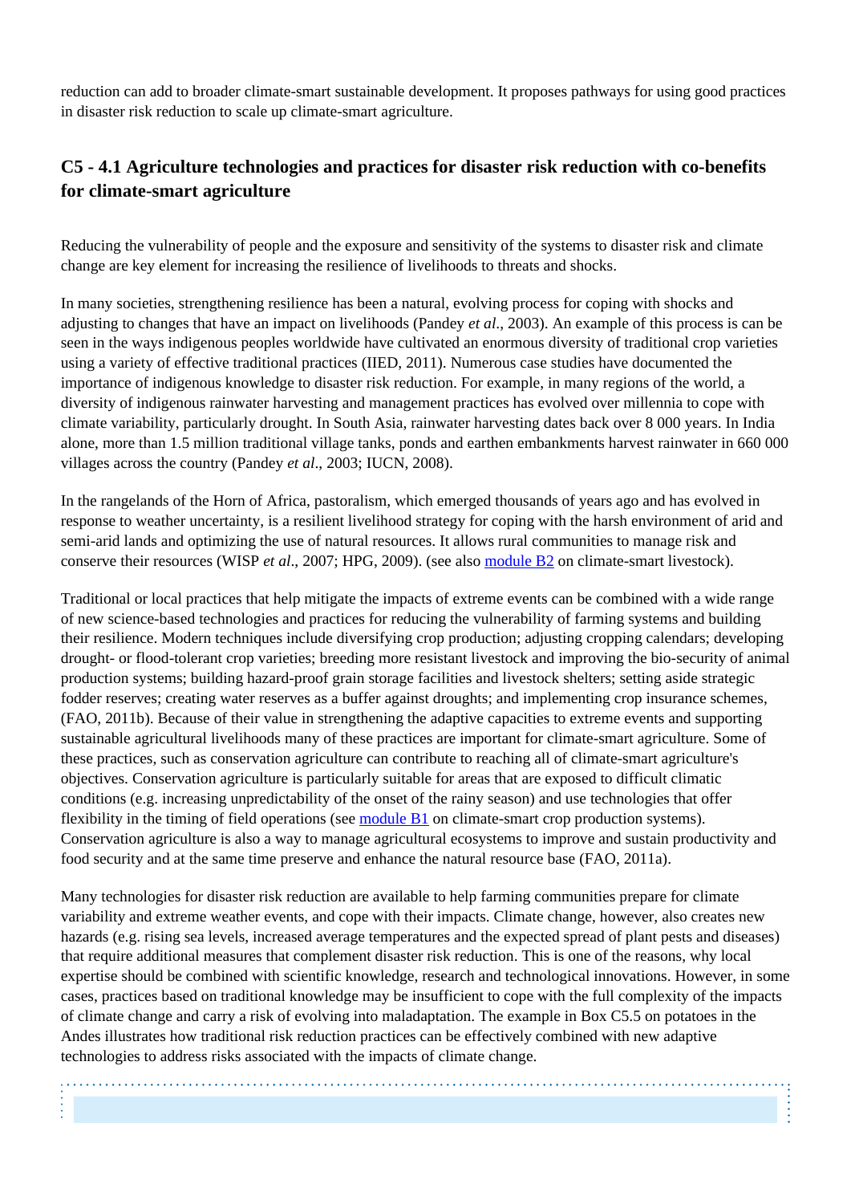reduction can add to broader climate-smart sustainable development. It proposes pathways for using good practices in disaster risk reduction to scale up climate-smart agriculture.

## C5 - 4.1 Agriculture technologies and practices for disaster risk reduction with co-benefits for climate-smart agriculture

Reducing the vulnerability of people and the exposure and sensitivity of the systems to disaster risk and climate change are key element for increasing the resilience of livelihoods to threats and shocks.

In many societies, strengthening resilience has been a natural, evolving process for coping with shocks and adjusting to changes that have an impact on livelihoods (Pandey *et al.*, 2003). An example of this process is can be seen in the ways indigenous peoples worldwide have cultivated an enormous diversity of traditional crop varieties using a variety of effective traditional practices (IIED, 2011). Numerous case studies have documented the importance of indigenous knowledge to disaster risk reduction. For example, in many regions of the world, a diversity of indigenous rainwater harvesting and management practices has evolved over millennia to cope with climate variability, particularly drought. In South Asia, rainwater harvesting dates back over 8 000 years. In India alone, more than 1.5 million traditional village tanks, ponds and earthen embankments harvest rainwater in 660 000 villages across the country (Pandey *et al*., 2003; IUCN, 2008).

In the rangelands of the Horn of Africa, pastoralism, which emerged thousands of years ago and has evolved in response to weather uncertainty, is a resilient livelihood strategy for coping with the harsh environment of arid and semi-arid lands and optimizing the use of natural resources. It allows rural communities to manage risk and conserve their resources (WISP *et al*., 2007; HPG, 2009). (see also [module B2] on climate-smart livestock).

Traditional or local practices that help mitigate the impacts of extreme events can be combined with a wide range of new science-based technologies and practices for reducing the vulnerability of farming systems and building their resilience. Modern techniques include diversifying crop production; adjusting cropping calendars; developing drought- or flood-tolerant crop varieties; breeding more resistant livestock and improving the bio-security of animal production systems; building hazard-proof grain storage facilities and livestock shelters; setting aside strategic fodder reserves; creating water reserves as a buffer against droughts; and implementing crop insurance schemes, (FAO, 2011b). Because of their value in strengthening the adaptive capacities to extreme events and supporting sustainable agricultural livelihoods many of these practices are important for climate-smart agriculture. Some of these practices, such as conservation agriculture can contribute to reaching all of climate-smart agriculture's objectives. Conservation agriculture is particularly suitable for areas that are exposed to difficult climatic conditions (e.g. increasing unpredictability of the onset of the rainy season) and use technologies that offer flexibility in the timing of field operations (see [module B1] on climate-smart crop production systems). Conservation agriculture is also a way to manage agricultural ecosystems to improve and sustain productivity and food security and at the same time preserve and enhance the natural resource base (FAO, 2011a).

Many technologies for disaster risk reduction are available to help farming communities prepare for climate variability and extreme weather events, and cope with their impacts. Climate change, however, also creates new hazards (e.g. rising sea levels, increased average temperatures and the expected spread of plant pests and diseases) that require additional measures that complement disaster risk reduction. This is one of the reasons, why local expertise should be combined with scientific knowledge, research and technological innovations. However, in some cases, practices based on traditional knowledge may be insufficient to cope with the full complexity of the impacts of climate change and carry a risk of evolving into maladaptation. The example in Box C5.5 on potatoes in the Andes illustrates how traditional risk reduction practices can be effectively combined with new adaptive technologies to address risks associated with the impacts of climate change.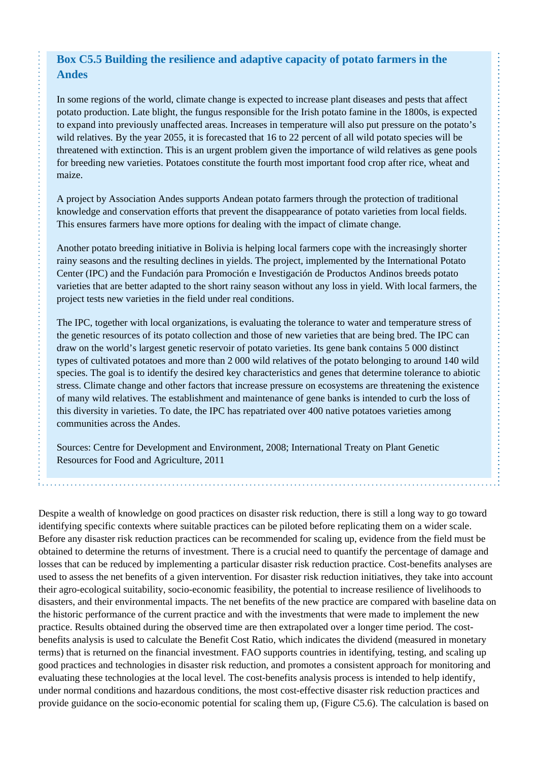### Box C5.5 Building the resilience and adaptive capacity of potato farmers in the Andes

In some regions of the world, climate change is expected to increase plant diseases and pests that affect potato production. Late blight, the fungus responsible for the Irish potato famine in the 1800s, is expected to expand into previously unaffected areas. Increases in temperature will also put pressure on the potato's wild relatives. By the year 2055, it is forecasted that 16 to 22 percent of all wild potato species will be threatened with extinction. This is an urgent problem given the importance of wild relatives as gene pools for breeding new varieties. Potatoes constitute the fourth most important food crop after rice, wheat and maize.

A project by Association Andes supports Andean potato farmers through the protection of traditional knowledge and conservation efforts that prevent the disappearance of potato varieties from local fields. This ensures farmers have more options for dealing with the impact of climate change.

Another potato breeding initiative in Bolivia is helping local farmers cope with the increasingly shorter rainy seasons and the resulting declines in yields. The project, implemented by the International Potato Center (IPC) and the Fundación para Promoción e Investigación de Productos Andinos breeds potato varieties that are better adapted to the short rainy season without any loss in yield. With local farmers, the project tests new varieties in the field under real conditions.

The IPC, together with local organizations, is evaluating the tolerance to water and temperature stress of the genetic resources of its potato collection and those of new varieties that are being bred. The IPC can draw on the world's largest genetic reservoir of potato varieties. Its gene bank contains 5 000 distinct types of cultivated potatoes and more than 2 000 wild relatives of the potato belonging to around 140 wild species. The goal is to identify the desired key characteristics and genes that determine tolerance to abiotic stress. Climate change and other factors that increase pressure on ecosystems are threatening the existence of many wild relatives. The establishment and maintenance of gene banks is intended to curb the loss of this diversity in varieties. To date, the IPC has repatriated over 400 native potatoes varieties among communities across the Andes.

Sources: Centre for Development and Environment, 2008; International Treaty on Plant Genetic Resources for Food and Agriculture, 2011

Despite a wealth of knowledge on good practices on disaster risk reduction, there is still a long way to go toward identifying specific contexts where suitable practices can be piloted before replicating them on a wider scale. Before any disaster risk reduction practices can be recommended for scaling up, evidence from the field must be obtained to determine the returns of investment. There is a crucial need to quantify the percentage of damage and losses that can be reduced by implementing a particular disaster risk reduction practice. Cost-benefits analyses are used to assess the net benefits of a given intervention. For disaster risk reduction initiatives, they take into account their agro-ecological suitability, socio-economic feasibility, the potential to increase resilience of livelihoods to disasters, and their environmental impacts. The net benefits of the new practice are compared with baseline data on the historic performance of the current practice and with the investments that were made to implement the new practice. Results obtained during the observed time are then extrapolated over a longer time period. The cost-benefits analysis is used to calculate the Benefit Cost Ratio, which indicates the dividend (measured in monetary terms) that is returned on the financial investment. FAO supports countries in identifying, testing, and scaling up good practices and technologies in disaster risk reduction, and promotes a consistent approach for monitoring and evaluating these technologies at the local level. The cost-benefits analysis process is intended to help identify, under normal conditions and hazardous conditions, the most cost-effective disaster risk reduction practices and provide guidance on the socio-economic potential for scaling them up, (Figure C5.6). The calculation is based on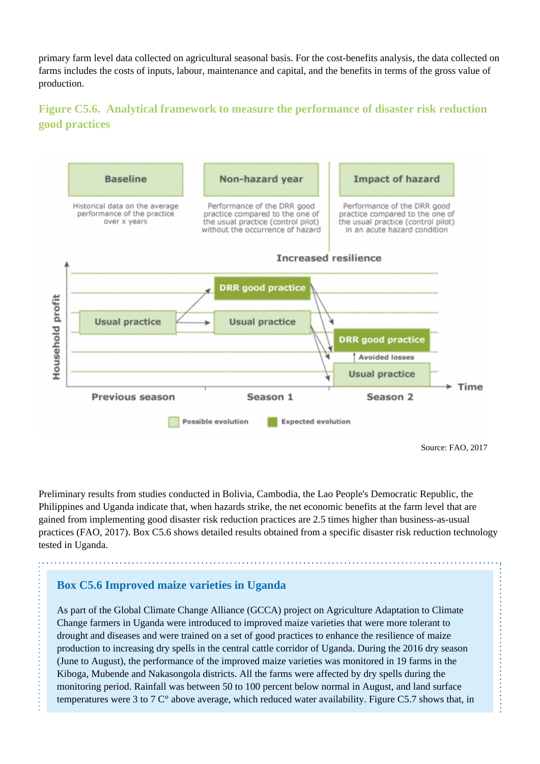primary farm level data collected on agricultural seasonal basis. For the cost-benefits analysis, the data collected on farms includes the costs of inputs, labour, maintenance and capital, and the benefits in terms of the gross value of production.

### Figure C5.6. Analytical framework to measure the performance of disaster risk reduction good practices

| Baseline | Non-hazard year | Impact of hazard |
| --- | --- | --- |
| Historical data on the average performance of the practice over x years | Performance of the DRR good practice compared to the one of the usual practice (control pilot) without the occurrence of hazard | Performance of the DRR good practice compared to the one of the usual practice (control pilot) in an acute hazard condition |

Increased resilience

Household profit

| Previous season | Season 1 | Season 2 |
| --- | --- | --- |
| Usual practice | DRR good practice | DRR good practice |
| | Usual practice | Avoided losses |
| | | Usual practice |

Time

Possible evolution — Expected evolution

Source: FAO, 2017

Preliminary results from studies conducted in Bolivia, Cambodia, the Lao People's Democratic Republic, the Philippines and Uganda indicate that, when hazards strike, the net economic benefits at the farm level that are gained from implementing good disaster risk reduction practices are 2.5 times higher than business-as-usual practices (FAO, 2017). Box C5.6 shows detailed results obtained from a specific disaster risk reduction technology tested in Uganda.

### Box C5.6 Improved maize varieties in Uganda

As part of the Global Climate Change Alliance (GCCA) project on Agriculture Adaptation to Climate Change farmers in Uganda were introduced to improved maize varieties that were more tolerant to drought and diseases and were trained on a set of good practices to enhance the resilience of maize production to increasing dry spells in the central cattle corridor of Uganda. During the 2016 dry season (June to August), the performance of the improved maize varieties was monitored in 19 farms in the Kiboga, Mubende and Nakasongola districts. All the farms were affected by dry spells during the monitoring period. Rainfall was between 50 to 100 percent below normal in August, and land surface temperatures were 3 to 7 C° above average, which reduced water availability. Figure C5.7 shows that, in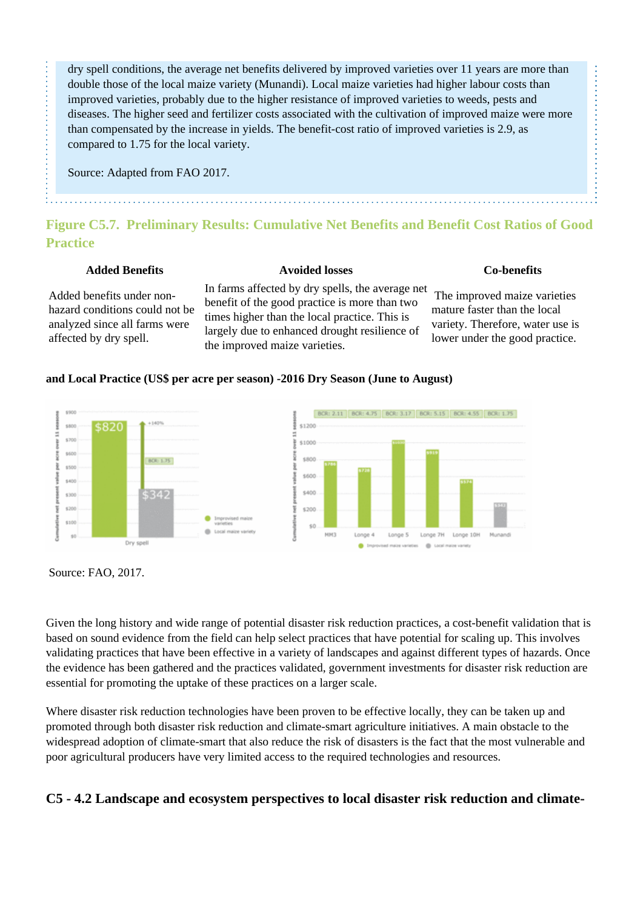dry spell conditions, the average net benefits delivered by improved varieties over 11 years are more than double those of the local maize variety (Munandi). Local maize varieties had higher labour costs than improved varieties, probably due to the higher resistance of improved varieties to weeds, pests and diseases. The higher seed and fertilizer costs associated with the cultivation of improved maize were more than compensated by the increase in yields. The benefit-cost ratio of improved varieties is 2.9, as compared to 1.75 for the local variety.

Source: Adapted from FAO 2017.

### Figure C5.7. Preliminary Results: Cumulative Net Benefits and Benefit Cost Ratios of Good Practice

| Added Benefits | Avoided losses | Co-benefits |
|---|---|---|
| Added benefits under non-hazard conditions could not be analyzed since all farms were affected by dry spell. | In farms affected by dry spells, the average net benefit of the good practice is more than two times higher than the local practice. This is largely due to enhanced drought resilience of the improved maize varieties. | The improved maize varieties mature faster than the local variety. Therefore, water use is lower under the good practice. |

**and Local Practice (US$ per acre per season) -2016 Dry Season (June to August)**

Source: FAO, 2017.

Given the long history and wide range of potential disaster risk reduction practices, a cost-benefit validation that is based on sound evidence from the field can help select practices that have potential for scaling up. This involves validating practices that have been effective in a variety of landscapes and against different types of hazards. Once the evidence has been gathered and the practices validated, government investments for disaster risk reduction are essential for promoting the uptake of these practices on a larger scale.

Where disaster risk reduction technologies have been proven to be effective locally, they can be taken up and promoted through both disaster risk reduction and climate-smart agriculture initiatives. A main obstacle to the widespread adoption of climate-smart that also reduce the risk of disasters is the fact that the most vulnerable and poor agricultural producers have very limited access to the required technologies and resources.

## C5 - 4.2 Landscape and ecosystem perspectives to local disaster risk reduction and climate-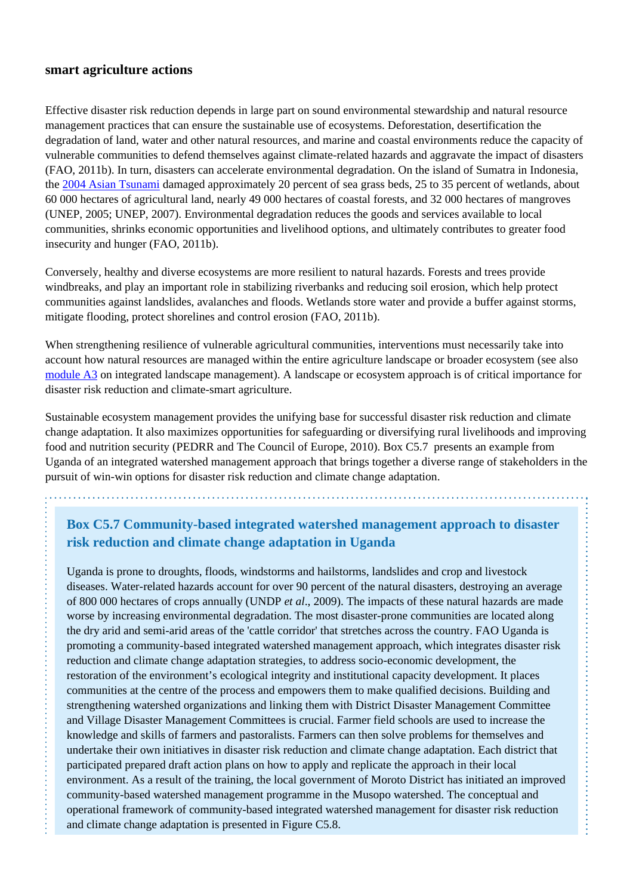## smart agriculture actions

Effective disaster risk reduction depends in large part on sound environmental stewardship and natural resource management practices that can ensure the sustainable use of ecosystems. Deforestation, desertification the degradation of land, water and other natural resources, and marine and coastal environments reduce the capacity of vulnerable communities to defend themselves against climate-related hazards and aggravate the impact of disasters (FAO, 2011b). In turn, disasters can accelerate environmental degradation. On the island of Sumatra in Indonesia, the 2004 Asian Tsunami damaged approximately 20 percent of sea grass beds, 25 to 35 percent of wetlands, about 60 000 hectares of agricultural land, nearly 49 000 hectares of coastal forests, and 32 000 hectares of mangroves (UNEP, 2005; UNEP, 2007). Environmental degradation reduces the goods and services available to local communities, shrinks economic opportunities and livelihood options, and ultimately contributes to greater food insecurity and hunger (FAO, 2011b).

Conversely, healthy and diverse ecosystems are more resilient to natural hazards. Forests and trees provide windbreaks, and play an important role in stabilizing riverbanks and reducing soil erosion, which help protect communities against landslides, avalanches and floods. Wetlands store water and provide a buffer against storms, mitigate flooding, protect shorelines and control erosion (FAO, 2011b).

When strengthening resilience of vulnerable agricultural communities, interventions must necessarily take into account how natural resources are managed within the entire agriculture landscape or broader ecosystem (see also module A3 on integrated landscape management). A landscape or ecosystem approach is of critical importance for disaster risk reduction and climate-smart agriculture.

Sustainable ecosystem management provides the unifying base for successful disaster risk reduction and climate change adaptation. It also maximizes opportunities for safeguarding or diversifying rural livelihoods and improving food and nutrition security (PEDRR and The Council of Europe, 2010). Box C5.7 presents an example from Uganda of an integrated watershed management approach that brings together a diverse range of stakeholders in the pursuit of win-win options for disaster risk reduction and climate change adaptation.

### Box C5.7 Community-based integrated watershed management approach to disaster risk reduction and climate change adaptation in Uganda

Uganda is prone to droughts, floods, windstorms and hailstorms, landslides and crop and livestock diseases. Water-related hazards account for over 90 percent of the natural disasters, destroying an average of 800 000 hectares of crops annually (UNDP *et al*., 2009). The impacts of these natural hazards are made worse by increasing environmental degradation. The most disaster-prone communities are located along the dry arid and semi-arid areas of the 'cattle corridor' that stretches across the country. FAO Uganda is promoting a community-based integrated watershed management approach, which integrates disaster risk reduction and climate change adaptation strategies, to address socio-economic development, the restoration of the environment's ecological integrity and institutional capacity development. It places communities at the centre of the process and empowers them to make qualified decisions. Building and strengthening watershed organizations and linking them with District Disaster Management Committee and Village Disaster Management Committees is crucial. Farmer field schools are used to increase the knowledge and skills of farmers and pastoralists. Farmers can then solve problems for themselves and undertake their own initiatives in disaster risk reduction and climate change adaptation. Each district that participated prepared draft action plans on how to apply and replicate the approach in their local environment. As a result of the training, the local government of Moroto District has initiated an improved community-based watershed management programme in the Musopo watershed. The conceptual and operational framework of community-based integrated watershed management for disaster risk reduction and climate change adaptation is presented in Figure C5.8.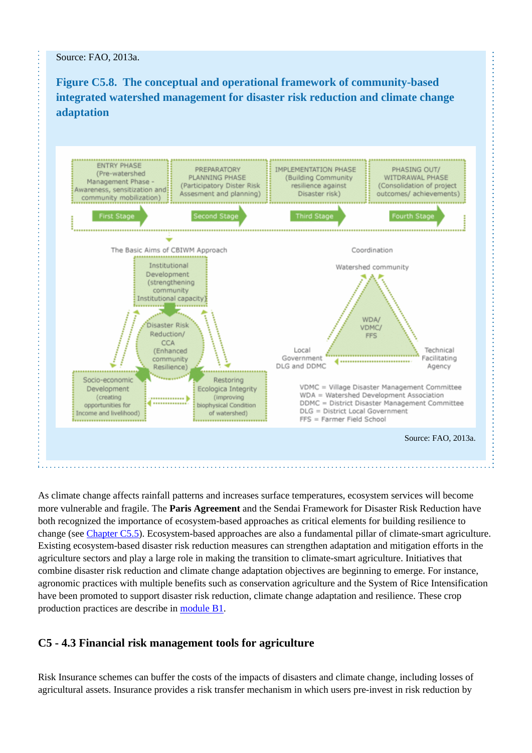Source: FAO, 2013a.

**Figure C5.8. The conceptual and operational framework of community-based integrated watershed management for disaster risk reduction and climate change adaptation**

ENTRY PHASE (Pre-watershed Management Phase - Awareness, sensitization and community mobilization)

PREPARATORY PLANNING PHASE (Participatory Dister Risk Assesment and planning)

IMPLEMENTATION PHASE (Building Community resilience against Disaster risk)

PHASING OUT/ WITRDAWAL PHASE (Consolidation of project outcomes/ achievements)

First Stage → Second Stage → Third Stage → Fourth Stage

The Basic Aims of CBIWM Approach

Institutional Development (strengthening community Institutional capacity)

Disaster Risk Reduction/ CCA (Enhanced community Resilience)

Socio-economic Development (creating opportunities for Income and livelihood)

Restoring Ecologica Integrity (improving biophysical Condition of watershed)

Coordination

Watershed community

WDA/ VDMC/ FFS

Local Government DLG and DDMC

Technical Facilitating Agency

VDMC = Village Disaster Management Committee
WDA = Watershed Development Association
DDMC = District Disaster Management Committee
DLG = District Local Government
FFS = Farmer Field School

Source: FAO, 2013a.

As climate change affects rainfall patterns and increases surface temperatures, ecosystem services will become more vulnerable and fragile. The **Paris Agreement** and the Sendai Framework for Disaster Risk Reduction have both recognized the importance of ecosystem-based approaches as critical elements for building resilience to change (see [Chapter C5.5](#)). Ecosystem-based approaches are also a fundamental pillar of climate-smart agriculture. Existing ecosystem-based disaster risk reduction measures can strengthen adaptation and mitigation efforts in the agriculture sectors and play a large role in making the transition to climate-smart agriculture. Initiatives that combine disaster risk reduction and climate change adaptation objectives are beginning to emerge. For instance, agronomic practices with multiple benefits such as conservation agriculture and the System of Rice Intensification have been promoted to support disaster risk reduction, climate change adaptation and resilience. These crop production practices are describe in [module B1](#).

## C5 - 4.3 Financial risk management tools for agriculture

Risk Insurance schemes can buffer the costs of the impacts of disasters and climate change, including losses of agricultural assets. Insurance provides a risk transfer mechanism in which users pre-invest in risk reduction by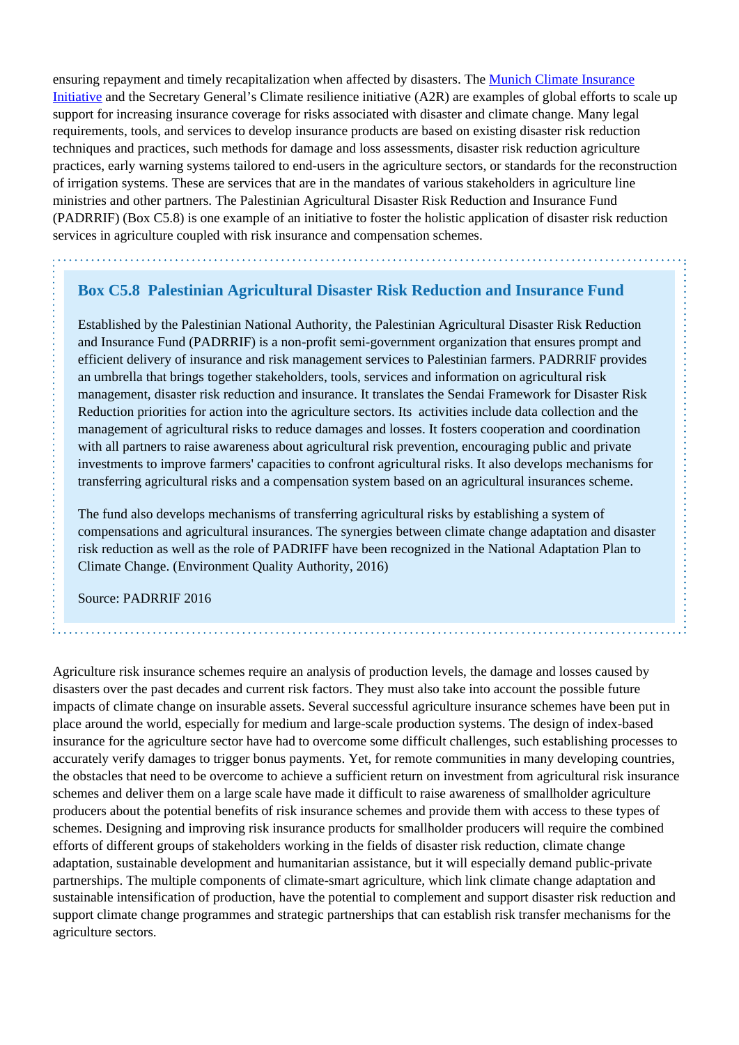ensuring repayment and timely recapitalization when affected by disasters. The [Munich Climate Insurance Initiative](#) and the Secretary General's Climate resilience initiative (A2R) are examples of global efforts to scale up support for increasing insurance coverage for risks associated with disaster and climate change. Many legal requirements, tools, and services to develop insurance products are based on existing disaster risk reduction techniques and practices, such methods for damage and loss assessments, disaster risk reduction agriculture practices, early warning systems tailored to end-users in the agriculture sectors, or standards for the reconstruction of irrigation systems. These are services that are in the mandates of various stakeholders in agriculture line ministries and other partners. The Palestinian Agricultural Disaster Risk Reduction and Insurance Fund (PADRRIF) (Box C5.8) is one example of an initiative to foster the holistic application of disaster risk reduction services in agriculture coupled with risk insurance and compensation schemes.

### Box C5.8 Palestinian Agricultural Disaster Risk Reduction and Insurance Fund

Established by the Palestinian National Authority, the Palestinian Agricultural Disaster Risk Reduction and Insurance Fund (PADRRIF) is a non-profit semi-government organization that ensures prompt and efficient delivery of insurance and risk management services to Palestinian farmers. PADRRIF provides an umbrella that brings together stakeholders, tools, services and information on agricultural risk management, disaster risk reduction and insurance. It translates the Sendai Framework for Disaster Risk Reduction priorities for action into the agriculture sectors. Its activities include data collection and the management of agricultural risks to reduce damages and losses. It fosters cooperation and coordination with all partners to raise awareness about agricultural risk prevention, encouraging public and private investments to improve farmers' capacities to confront agricultural risks. It also develops mechanisms for transferring agricultural risks and a compensation system based on an agricultural insurances scheme.

The fund also develops mechanisms of transferring agricultural risks by establishing a system of compensations and agricultural insurances. The synergies between climate change adaptation and disaster risk reduction as well as the role of PADRIFF have been recognized in the National Adaptation Plan to Climate Change. (Environment Quality Authority, 2016)

Source: PADRRIF 2016

Agriculture risk insurance schemes require an analysis of production levels, the damage and losses caused by disasters over the past decades and current risk factors. They must also take into account the possible future impacts of climate change on insurable assets. Several successful agriculture insurance schemes have been put in place around the world, especially for medium and large-scale production systems. The design of index-based insurance for the agriculture sector have had to overcome some difficult challenges, such establishing processes to accurately verify damages to trigger bonus payments. Yet, for remote communities in many developing countries, the obstacles that need to be overcome to achieve a sufficient return on investment from agricultural risk insurance schemes and deliver them on a large scale have made it difficult to raise awareness of smallholder agriculture producers about the potential benefits of risk insurance schemes and provide them with access to these types of schemes. Designing and improving risk insurance products for smallholder producers will require the combined efforts of different groups of stakeholders working in the fields of disaster risk reduction, climate change adaptation, sustainable development and humanitarian assistance, but it will especially demand public-private partnerships. The multiple components of climate-smart agriculture, which link climate change adaptation and sustainable intensification of production, have the potential to complement and support disaster risk reduction and support climate change programmes and strategic partnerships that can establish risk transfer mechanisms for the agriculture sectors.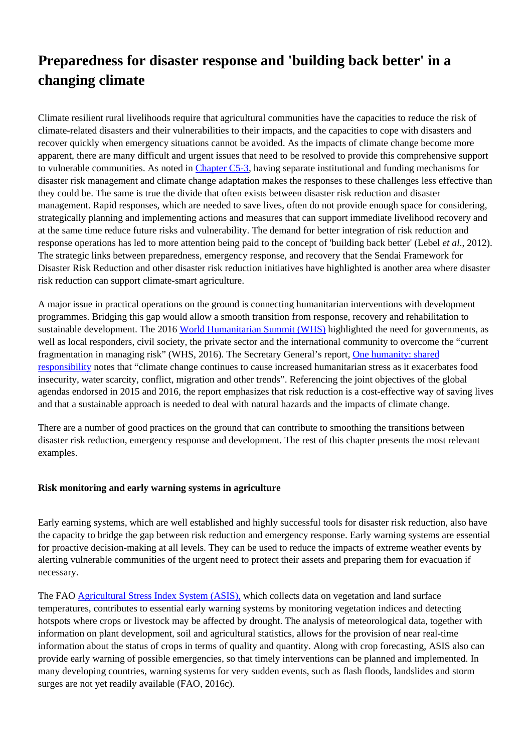# Preparedness for disaster response and 'building back better' in a changing climate

Climate resilient rural livelihoods require that agricultural communities have the capacities to reduce the risk of climate-related disasters and their vulnerabilities to their impacts, and the capacities to cope with disasters and recover quickly when emergency situations cannot be avoided. As the impacts of climate change become more apparent, there are many difficult and urgent issues that need to be resolved to provide this comprehensive support to vulnerable communities. As noted in Chapter C5-3, having separate institutional and funding mechanisms for disaster risk management and climate change adaptation makes the responses to these challenges less effective than they could be. The same is true the divide that often exists between disaster risk reduction and disaster management. Rapid responses, which are needed to save lives, often do not provide enough space for considering, strategically planning and implementing actions and measures that can support immediate livelihood recovery and at the same time reduce future risks and vulnerability. The demand for better integration of risk reduction and response operations has led to more attention being paid to the concept of 'building back better' (Lebel *et al.*, 2012). The strategic links between preparedness, emergency response, and recovery that the Sendai Framework for Disaster Risk Reduction and other disaster risk reduction initiatives have highlighted is another area where disaster risk reduction can support climate-smart agriculture.

A major issue in practical operations on the ground is connecting humanitarian interventions with development programmes. Bridging this gap would allow a smooth transition from response, recovery and rehabilitation to sustainable development. The 2016 World Humanitarian Summit (WHS) highlighted the need for governments, as well as local responders, civil society, the private sector and the international community to overcome the "current fragmentation in managing risk" (WHS, 2016). The Secretary General's report, One humanity: shared responsibility notes that "climate change continues to cause increased humanitarian stress as it exacerbates food insecurity, water scarcity, conflict, migration and other trends". Referencing the joint objectives of the global agendas endorsed in 2015 and 2016, the report emphasizes that risk reduction is a cost-effective way of saving lives and that a sustainable approach is needed to deal with natural hazards and the impacts of climate change.

There are a number of good practices on the ground that can contribute to smoothing the transitions between disaster risk reduction, emergency response and development. The rest of this chapter presents the most relevant examples.

#### Risk monitoring and early warning systems in agriculture

Early earning systems, which are well established and highly successful tools for disaster risk reduction, also have the capacity to bridge the gap between risk reduction and emergency response. Early warning systems are essential for proactive decision-making at all levels. They can be used to reduce the impacts of extreme weather events by alerting vulnerable communities of the urgent need to protect their assets and preparing them for evacuation if necessary.

The FAO Agricultural Stress Index System (ASIS), which collects data on vegetation and land surface temperatures, contributes to essential early warning systems by monitoring vegetation indices and detecting hotspots where crops or livestock may be affected by drought. The analysis of meteorological data, together with information on plant development, soil and agricultural statistics, allows for the provision of near real-time information about the status of crops in terms of quality and quantity. Along with crop forecasting, ASIS also can provide early warning of possible emergencies, so that timely interventions can be planned and implemented. In many developing countries, warning systems for very sudden events, such as flash floods, landslides and storm surges are not yet readily available (FAO, 2016c).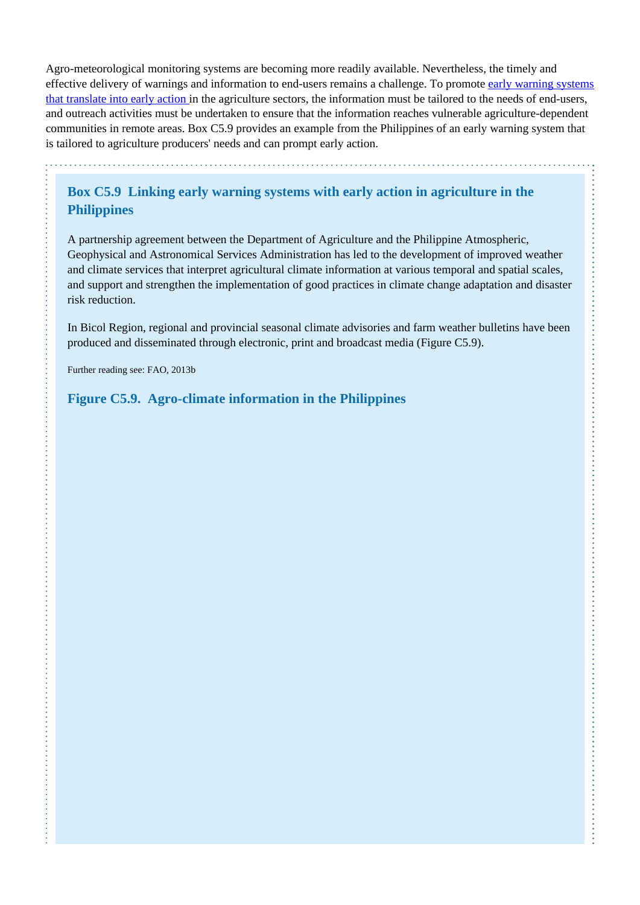Agro-meteorological monitoring systems are becoming more readily available. Nevertheless, the timely and effective delivery of warnings and information to end-users remains a challenge. To promote early warning systems that translate into early action in the agriculture sectors, the information must be tailored to the needs of end-users, and outreach activities must be undertaken to ensure that the information reaches vulnerable agriculture-dependent communities in remote areas. Box C5.9 provides an example from the Philippines of an early warning system that is tailored to agriculture producers' needs and can prompt early action.

### Box C5.9 Linking early warning systems with early action in agriculture in the Philippines

A partnership agreement between the Department of Agriculture and the Philippine Atmospheric, Geophysical and Astronomical Services Administration has led to the development of improved weather and climate services that interpret agricultural climate information at various temporal and spatial scales, and support and strengthen the implementation of good practices in climate change adaptation and disaster risk reduction.

In Bicol Region, regional and provincial seasonal climate advisories and farm weather bulletins have been produced and disseminated through electronic, print and broadcast media (Figure C5.9).

Further reading see: FAO, 2013b

#### Figure C5.9. Agro-climate information in the Philippines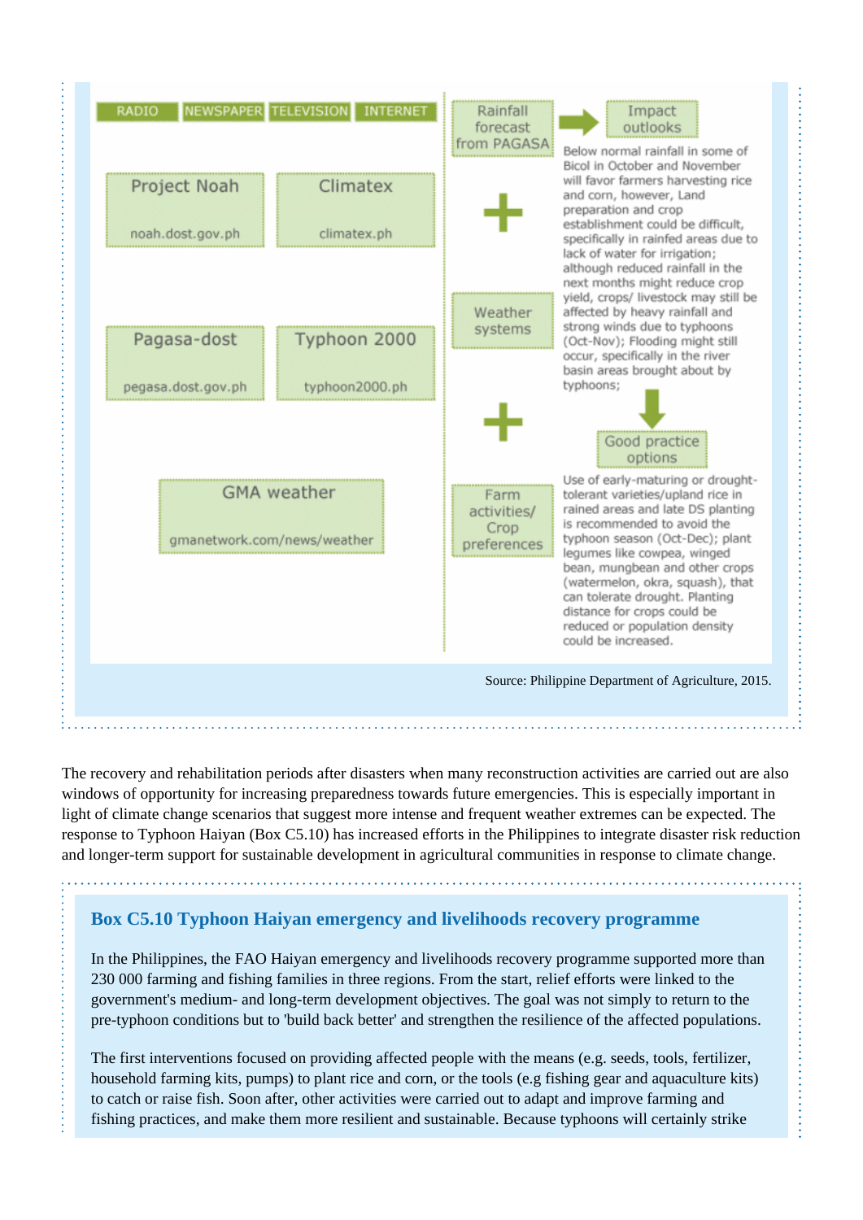RADIO | NEWSPAPER | TELEVISION | INTERNET

Project Noah
noah.dost.gov.ph

Climatex
climatex.ph

Pagasa-dost
pegasa.dost.gov.ph

Typhoon 2000
typhoon2000.ph

GMA weather
gmanetwork.com/news/weather

Rainfall forecast from PAGASA

+

Weather systems

+

Farm activities/ Crop preferences

Impact outlooks

Below normal rainfall in some of Bicol in October and November will favor farmers harvesting rice and corn, however, Land preparation and crop establishment could be difficult, specifically in rainfed areas due to lack of water for irrigation; although reduced rainfall in the next months might reduce crop yield, crops/ livestock may still be affected by heavy rainfall and strong winds due to typhoons (Oct-Nov); Flooding might still occur, specifically in the river basin areas brought about by typhoons;

Good practice options

Use of early-maturing or drought-tolerant varieties/upland rice in rained areas and late DS planting is recommended to avoid the typhoon season (Oct-Dec); plant legumes like cowpea, winged bean, mungbean and other crops (watermelon, okra, squash), that can tolerate drought. Planting distance for crops could be reduced or population density could be increased.

Source: Philippine Department of Agriculture, 2015.

The recovery and rehabilitation periods after disasters when many reconstruction activities are carried out are also windows of opportunity for increasing preparedness towards future emergencies. This is especially important in light of climate change scenarios that suggest more intense and frequent weather extremes can be expected. The response to Typhoon Haiyan (Box C5.10) has increased efforts in the Philippines to integrate disaster risk reduction and longer-term support for sustainable development in agricultural communities in response to climate change.

### Box C5.10 Typhoon Haiyan emergency and livelihoods recovery programme

In the Philippines, the FAO Haiyan emergency and livelihoods recovery programme supported more than 230 000 farming and fishing families in three regions. From the start, relief efforts were linked to the government's medium- and long-term development objectives. The goal was not simply to return to the pre-typhoon conditions but to 'build back better' and strengthen the resilience of the affected populations.

The first interventions focused on providing affected people with the means (e.g. seeds, tools, fertilizer, household farming kits, pumps) to plant rice and corn, or the tools (e.g fishing gear and aquaculture kits) to catch or raise fish. Soon after, other activities were carried out to adapt and improve farming and fishing practices, and make them more resilient and sustainable. Because typhoons will certainly strike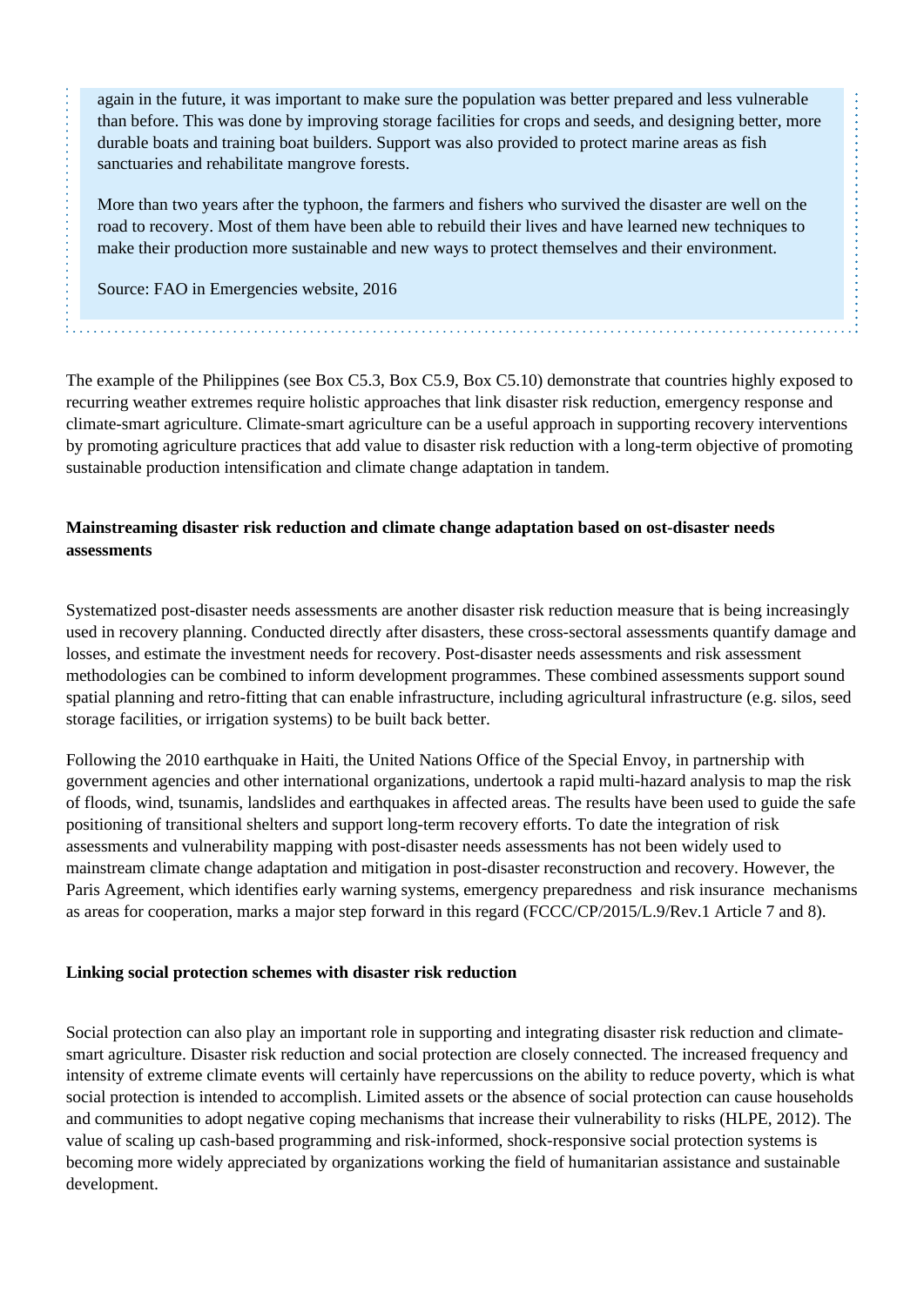again in the future, it was important to make sure the population was better prepared and less vulnerable than before. This was done by improving storage facilities for crops and seeds, and designing better, more durable boats and training boat builders. Support was also provided to protect marine areas as fish sanctuaries and rehabilitate mangrove forests.

More than two years after the typhoon, the farmers and fishers who survived the disaster are well on the road to recovery. Most of them have been able to rebuild their lives and have learned new techniques to make their production more sustainable and new ways to protect themselves and their environment.

Source: FAO in Emergencies website, 2016

The example of the Philippines (see Box C5.3, Box C5.9, Box C5.10) demonstrate that countries highly exposed to recurring weather extremes require holistic approaches that link disaster risk reduction, emergency response and climate-smart agriculture. Climate-smart agriculture can be a useful approach in supporting recovery interventions by promoting agriculture practices that add value to disaster risk reduction with a long-term objective of promoting sustainable production intensification and climate change adaptation in tandem.

**Mainstreaming disaster risk reduction and climate change adaptation based on ost-disaster needs assessments**

Systematized post-disaster needs assessments are another disaster risk reduction measure that is being increasingly used in recovery planning. Conducted directly after disasters, these cross-sectoral assessments quantify damage and losses, and estimate the investment needs for recovery. Post-disaster needs assessments and risk assessment methodologies can be combined to inform development programmes. These combined assessments support sound spatial planning and retro-fitting that can enable infrastructure, including agricultural infrastructure (e.g. silos, seed storage facilities, or irrigation systems) to be built back better.

Following the 2010 earthquake in Haiti, the United Nations Office of the Special Envoy, in partnership with government agencies and other international organizations, undertook a rapid multi-hazard analysis to map the risk of floods, wind, tsunamis, landslides and earthquakes in affected areas. The results have been used to guide the safe positioning of transitional shelters and support long-term recovery efforts. To date the integration of risk assessments and vulnerability mapping with post-disaster needs assessments has not been widely used to mainstream climate change adaptation and mitigation in post-disaster reconstruction and recovery. However, the Paris Agreement, which identifies early warning systems, emergency preparedness and risk insurance mechanisms as areas for cooperation, marks a major step forward in this regard (FCCC/CP/2015/L.9/Rev.1 Article 7 and 8).

**Linking social protection schemes with disaster risk reduction**

Social protection can also play an important role in supporting and integrating disaster risk reduction and climate-smart agriculture. Disaster risk reduction and social protection are closely connected. The increased frequency and intensity of extreme climate events will certainly have repercussions on the ability to reduce poverty, which is what social protection is intended to accomplish. Limited assets or the absence of social protection can cause households and communities to adopt negative coping mechanisms that increase their vulnerability to risks (HLPE, 2012). The value of scaling up cash-based programming and risk-informed, shock-responsive social protection systems is becoming more widely appreciated by organizations working the field of humanitarian assistance and sustainable development.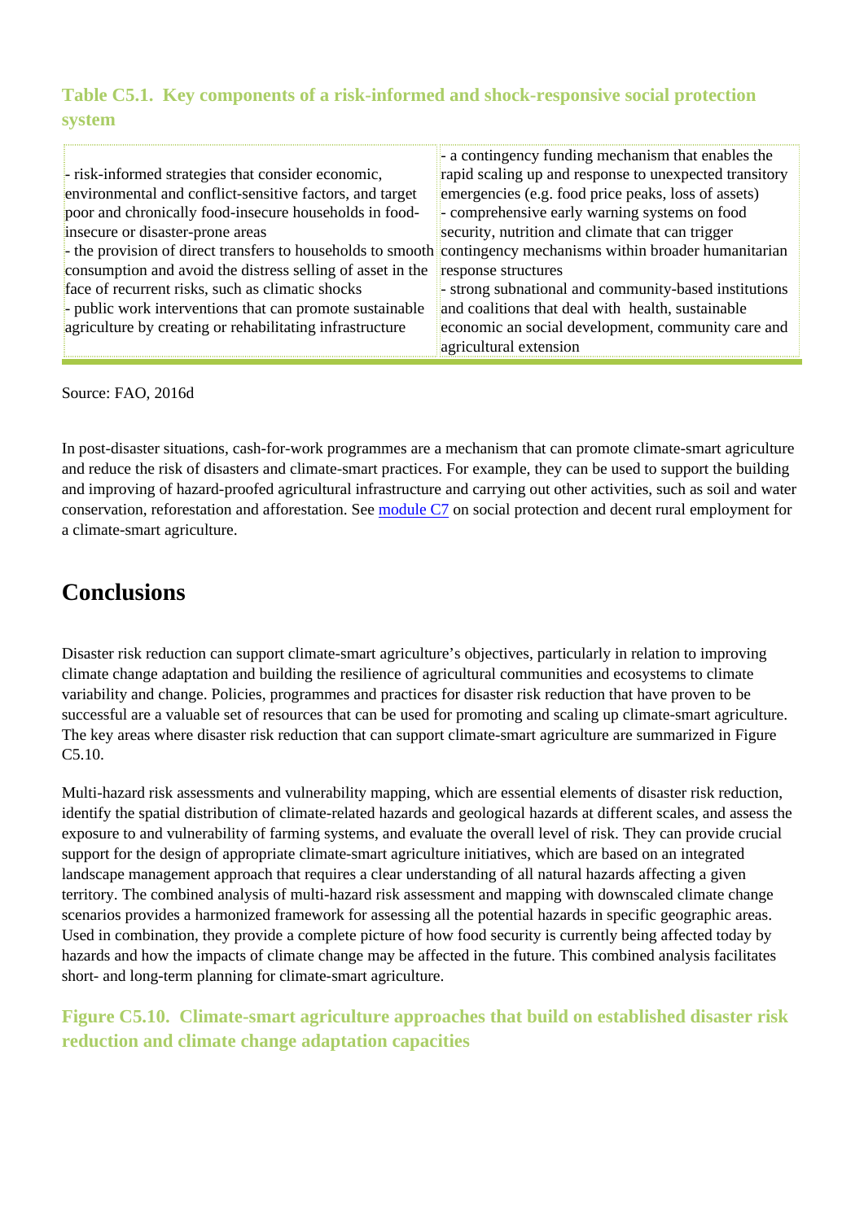**Table C5.1. Key components of a risk-informed and shock-responsive social protection system**

| | |
|---|---|
| - risk-informed strategies that consider economic, environmental and conflict-sensitive factors, and target poor and chronically food-insecure households in food-insecure or disaster-prone areas<br>- the provision of direct transfers to households to smooth consumption and avoid the distress selling of asset in the face of recurrent risks, such as climatic shocks<br>- public work interventions that can promote sustainable agriculture by creating or rehabilitating infrastructure | - a contingency funding mechanism that enables the rapid scaling up and response to unexpected transitory emergencies (e.g. food price peaks, loss of assets)<br>- comprehensive early warning systems on food security, nutrition and climate that can trigger contingency mechanisms within broader humanitarian response structures<br>- strong subnational and community-based institutions and coalitions that deal with health, sustainable economic an social development, community care and agricultural extension |

Source: FAO, 2016d

In post-disaster situations, cash-for-work programmes are a mechanism that can promote climate-smart agriculture and reduce the risk of disasters and climate-smart practices. For example, they can be used to support the building and improving of hazard-proofed agricultural infrastructure and carrying out other activities, such as soil and water conservation, reforestation and afforestation. See module C7 on social protection and decent rural employment for a climate-smart agriculture.

## Conclusions

Disaster risk reduction can support climate-smart agriculture's objectives, particularly in relation to improving climate change adaptation and building the resilience of agricultural communities and ecosystems to climate variability and change. Policies, programmes and practices for disaster risk reduction that have proven to be successful are a valuable set of resources that can be used for promoting and scaling up climate-smart agriculture. The key areas where disaster risk reduction that can support climate-smart agriculture are summarized in Figure C5.10.

Multi-hazard risk assessments and vulnerability mapping, which are essential elements of disaster risk reduction, identify the spatial distribution of climate-related hazards and geological hazards at different scales, and assess the exposure to and vulnerability of farming systems, and evaluate the overall level of risk. They can provide crucial support for the design of appropriate climate-smart agriculture initiatives, which are based on an integrated landscape management approach that requires a clear understanding of all natural hazards affecting a given territory. The combined analysis of multi-hazard risk assessment and mapping with downscaled climate change scenarios provides a harmonized framework for assessing all the potential hazards in specific geographic areas. Used in combination, they provide a complete picture of how food security is currently being affected today by hazards and how the impacts of climate change may be affected in the future. This combined analysis facilitates short- and long-term planning for climate-smart agriculture.

**Figure C5.10. Climate-smart agriculture approaches that build on established disaster risk reduction and climate change adaptation capacities**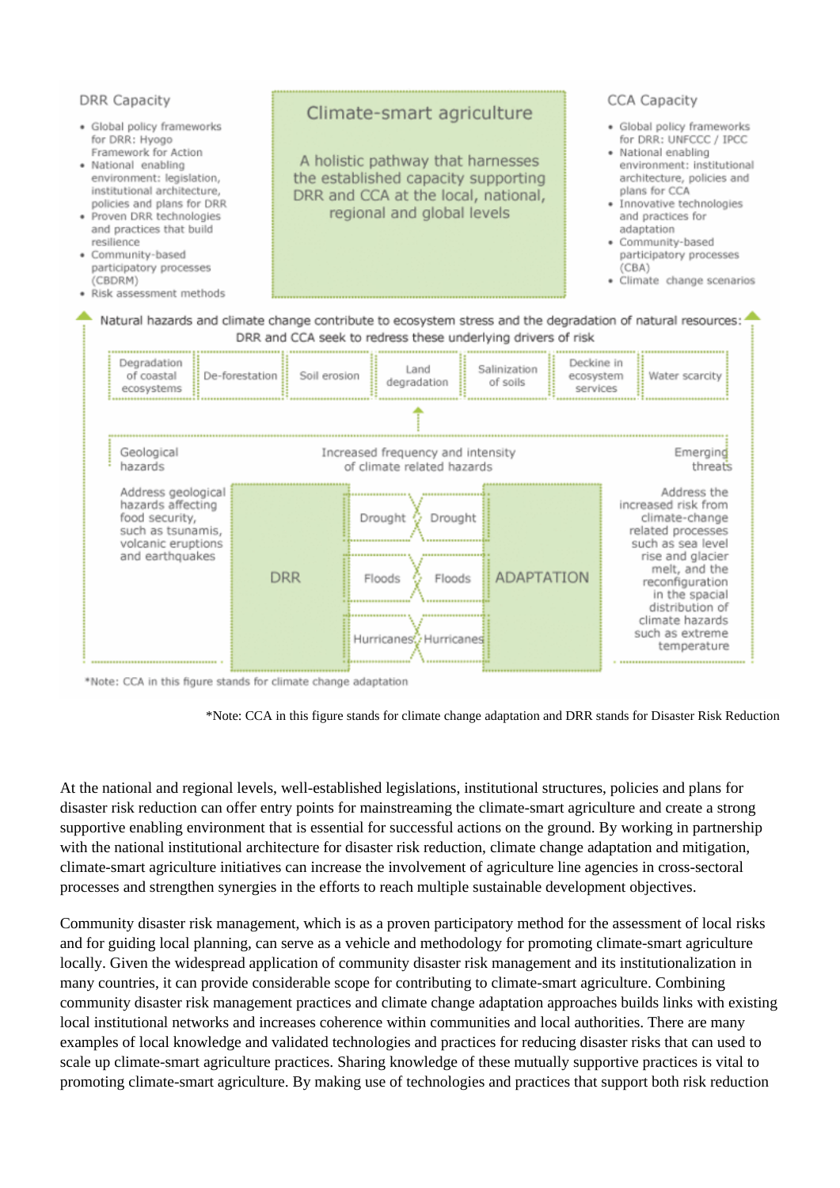DRR Capacity

- Global policy frameworks for DRR: Hyogo Framework for Action
- National enabling environment: legislation, institutional architecture, policies and plans for DRR
- Proven DRR technologies and practices that build resilience
- Community-based participatory processes (CBDRM)
- Risk assessment methods

Climate-smart agriculture

A holistic pathway that harnesses the established capacity supporting DRR and CCA at the local, national, regional and global levels

CCA Capacity

- Global policy frameworks for DRR: UNFCCC / IPCC
- National enabling environment: institutional architecture, policies and plans for CCA
- Innovative technologies and practices for adaptation
- Community-based participatory processes (CBA)
- Climate change scenarios

Natural hazards and climate change contribute to ecosystem stress and the degradation of natural resources: DRR and CCA seek to redress these underlying drivers of risk

Degradation of coastal ecosystems | De-forestation | Soil erosion | Land degradation | Salinization of soils | Decline in ecosystem services | Water scarcity

Geological hazards | Increased frequency and intensity of climate related hazards | Emerging threats

Address geological hazards affecting food security, such as tsunamis, volcanic eruptions and earthquakes

DRR | Drought / Drought | Floods / Floods | Hurricanes / Hurricanes | ADAPTATION

Address the increased risk from climate-change related processes such as sea level rise and glacier melt, and the reconfiguration in the spacial distribution of climate hazards such as extreme temperature

*Note: CCA in this figure stands for climate change adaptation

*Note: CCA in this figure stands for climate change adaptation and DRR stands for Disaster Risk Reduction

At the national and regional levels, well-established legislations, institutional structures, policies and plans for disaster risk reduction can offer entry points for mainstreaming the climate-smart agriculture and create a strong supportive enabling environment that is essential for successful actions on the ground. By working in partnership with the national institutional architecture for disaster risk reduction, climate change adaptation and mitigation, climate-smart agriculture initiatives can increase the involvement of agriculture line agencies in cross-sectoral processes and strengthen synergies in the efforts to reach multiple sustainable development objectives.

Community disaster risk management, which is as a proven participatory method for the assessment of local risks and for guiding local planning, can serve as a vehicle and methodology for promoting climate-smart agriculture locally. Given the widespread application of community disaster risk management and its institutionalization in many countries, it can provide considerable scope for contributing to climate-smart agriculture. Combining community disaster risk management practices and climate change adaptation approaches builds links with existing local institutional networks and increases coherence within communities and local authorities. There are many examples of local knowledge and validated technologies and practices for reducing disaster risks that can used to scale up climate-smart agriculture practices. Sharing knowledge of these mutually supportive practices is vital to promoting climate-smart agriculture. By making use of technologies and practices that support both risk reduction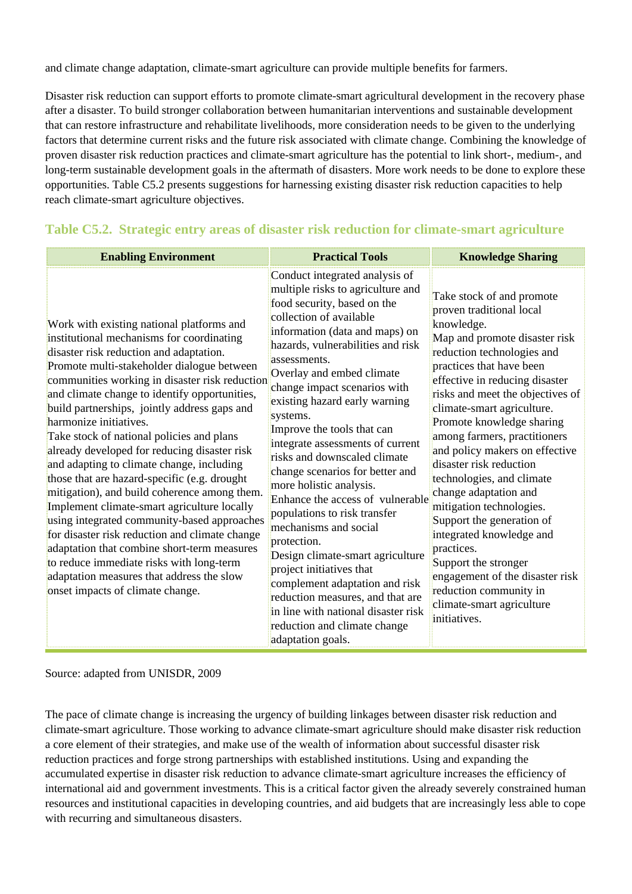and climate change adaptation, climate-smart agriculture can provide multiple benefits for farmers.

Disaster risk reduction can support efforts to promote climate-smart agricultural development in the recovery phase after a disaster. To build stronger collaboration between humanitarian interventions and sustainable development that can restore infrastructure and rehabilitate livelihoods, more consideration needs to be given to the underlying factors that determine current risks and the future risk associated with climate change. Combining the knowledge of proven disaster risk reduction practices and climate-smart agriculture has the potential to link short-, medium-, and long-term sustainable development goals in the aftermath of disasters. More work needs to be done to explore these opportunities. Table C5.2 presents suggestions for harnessing existing disaster risk reduction capacities to help reach climate-smart agriculture objectives.

### Table C5.2. Strategic entry areas of disaster risk reduction for climate-smart agriculture

| Enabling Environment | Practical Tools | Knowledge Sharing |
|---|---|---|
| Work with existing national platforms and institutional mechanisms for coordinating disaster risk reduction and adaptation.<br>Promote multi-stakeholder dialogue between communities working in disaster risk reduction and climate change to identify opportunities, build partnerships, jointly address gaps and harmonize initiatives.<br>Take stock of national policies and plans already developed for reducing disaster risk and adapting to climate change, including those that are hazard-specific (e.g. drought mitigation), and build coherence among them.<br>Implement climate-smart agriculture locally using integrated community-based approaches for disaster risk reduction and climate change adaptation that combine short-term measures to reduce immediate risks with long-term adaptation measures that address the slow onset impacts of climate change. | Conduct integrated analysis of multiple risks to agriculture and food security, based on the collection of available information (data and maps) on hazards, vulnerabilities and risk assessments.<br>Overlay and embed climate change impact scenarios with existing hazard early warning systems.<br>Improve the tools that can integrate assessments of current risks and downscaled climate change scenarios for better and more holistic analysis.<br>Enhance the access of vulnerable populations to risk transfer mechanisms and social protection.<br>Design climate-smart agriculture project initiatives that complement adaptation and risk reduction measures, and that are in line with national disaster risk reduction and climate change adaptation goals. | Take stock of and promote proven traditional local knowledge.<br>Map and promote disaster risk reduction technologies and practices that have been effective in reducing disaster risks and meet the objectives of climate-smart agriculture.<br>Promote knowledge sharing among farmers, practitioners and policy makers on effective disaster risk reduction technologies, and climate change adaptation and mitigation technologies.<br>Support the generation of integrated knowledge and practices.<br>Support the stronger engagement of the disaster risk reduction community in climate-smart agriculture initiatives. |

Source: adapted from UNISDR, 2009

The pace of climate change is increasing the urgency of building linkages between disaster risk reduction and climate-smart agriculture. Those working to advance climate-smart agriculture should make disaster risk reduction a core element of their strategies, and make use of the wealth of information about successful disaster risk reduction practices and forge strong partnerships with established institutions. Using and expanding the accumulated expertise in disaster risk reduction to advance climate-smart agriculture increases the efficiency of international aid and government investments. This is a critical factor given the already severely constrained human resources and institutional capacities in developing countries, and aid budgets that are increasingly less able to cope with recurring and simultaneous disasters.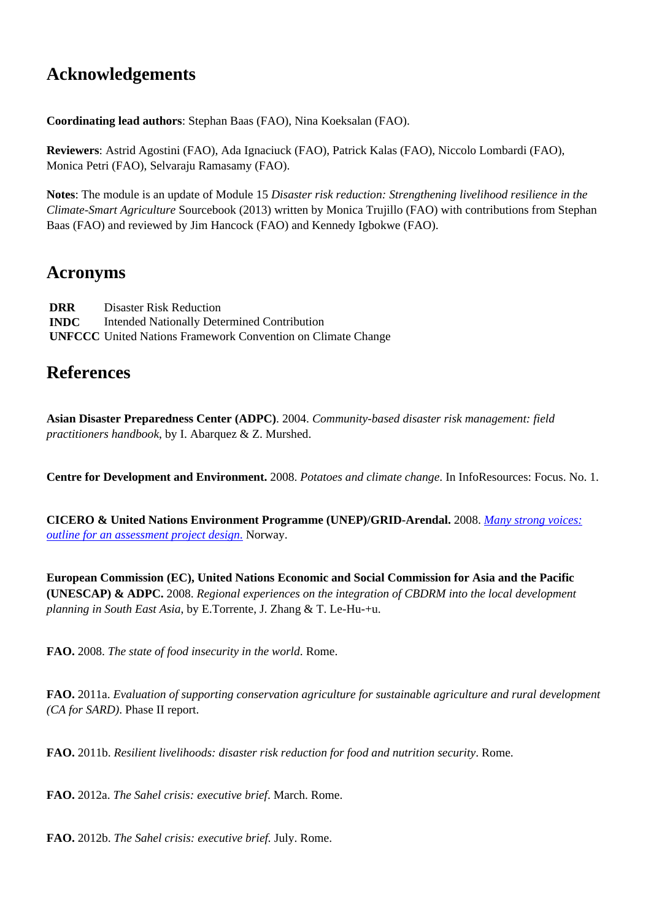## Acknowledgements

**Coordinating lead authors**: Stephan Baas (FAO), Nina Koeksalan (FAO).

**Reviewers**: Astrid Agostini (FAO), Ada Ignaciuck (FAO), Patrick Kalas (FAO), Niccolo Lombardi (FAO), Monica Petri (FAO), Selvaraju Ramasamy (FAO).

**Notes**: The module is an update of Module 15 *Disaster risk reduction: Strengthening livelihood resilience in the Climate-Smart Agriculture* Sourcebook (2013) written by Monica Trujillo (FAO) with contributions from Stephan Baas (FAO) and reviewed by Jim Hancock (FAO) and Kennedy Igbokwe (FAO).

## Acronyms

| | |
|---|---|
| **DRR** | Disaster Risk Reduction |
| **INDC** | Intended Nationally Determined Contribution |
| **UNFCCC** | United Nations Framework Convention on Climate Change |

## References

**Asian Disaster Preparedness Center (ADPC)**. 2004. *Community-based disaster risk management: field practitioners handbook*, by I. Abarquez & Z. Murshed.

**Centre for Development and Environment.** 2008. *Potatoes and climate change*. In InfoResources: Focus. No. 1.

**CICERO & United Nations Environment Programme (UNEP)/GRID-Arendal.** 2008. *Many strong voices: outline for an assessment project design.* Norway.

**European Commission (EC), United Nations Economic and Social Commission for Asia and the Pacific (UNESCAP) & ADPC.** 2008. *Regional experiences on the integration of CBDRM into the local development planning in South East Asia*, by E.Torrente, J. Zhang & T. Le-Hu-+u.

**FAO.** 2008. *The state of food insecurity in the world*. Rome.

**FAO.** 2011a. *Evaluation of supporting conservation agriculture for sustainable agriculture and rural development (CA for SARD)*. Phase II report.

**FAO.** 2011b. *Resilient livelihoods: disaster risk reduction for food and nutrition security*. Rome.

**FAO.** 2012a. *The Sahel crisis: executive brief*. March. Rome.

**FAO.** 2012b. *The Sahel crisis: executive brief.* July. Rome.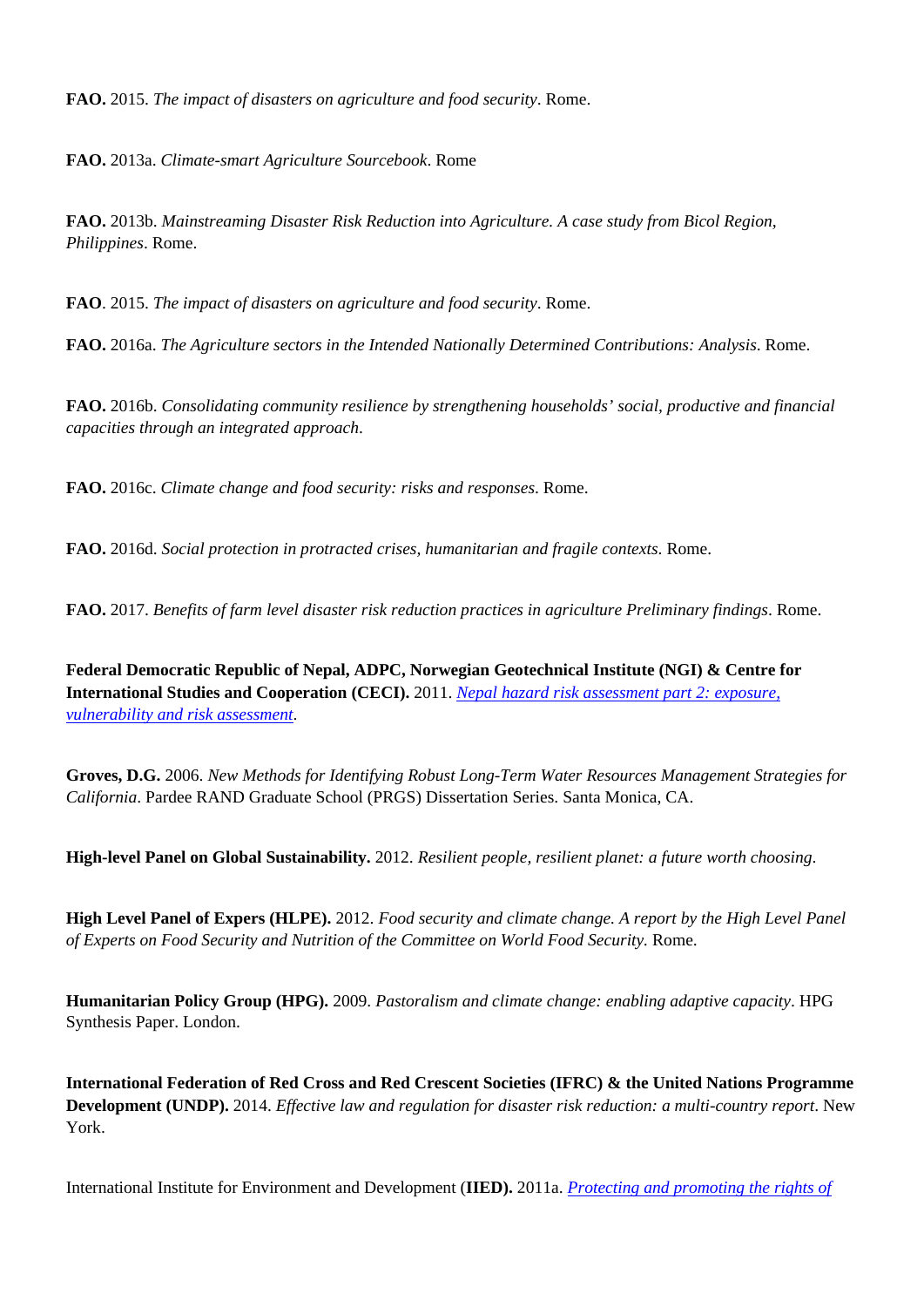**FAO.** 2015. *The impact of disasters on agriculture and food security*. Rome.

**FAO.** 2013a. *Climate-smart Agriculture Sourcebook*. Rome

**FAO.** 2013b. *Mainstreaming Disaster Risk Reduction into Agriculture. A case study from Bicol Region, Philippines*. Rome.

**FAO**. 2015. *The impact of disasters on agriculture and food security*. Rome.

**FAO.** 2016a. *The Agriculture sectors in the Intended Nationally Determined Contributions: Analysis*. Rome.

**FAO.** 2016b. *Consolidating community resilience by strengthening households' social, productive and financial capacities through an integrated approach*.

**FAO.** 2016c. *Climate change and food security: risks and responses*. Rome.

**FAO.** 2016d. *Social protection in protracted crises, humanitarian and fragile contexts*. Rome.

**FAO.** 2017. *Benefits of farm level disaster risk reduction practices in agriculture Preliminary findings*. Rome.

**Federal Democratic Republic of Nepal, ADPC, Norwegian Geotechnical Institute (NGI) & Centre for International Studies and Cooperation (CECI).** 2011. *Nepal hazard risk assessment part 2: exposure, vulnerability and risk assessment*.

**Groves, D.G.** 2006. *New Methods for Identifying Robust Long-Term Water Resources Management Strategies for California*. Pardee RAND Graduate School (PRGS) Dissertation Series. Santa Monica, CA.

**High-level Panel on Global Sustainability.** 2012. *Resilient people, resilient planet: a future worth choosing*.

**High Level Panel of Expers (HLPE).** 2012. *Food security and climate change. A report by the High Level Panel of Experts on Food Security and Nutrition of the Committee on World Food Security.* Rome.

**Humanitarian Policy Group (HPG).** 2009. *Pastoralism and climate change: enabling adaptive capacity*. HPG Synthesis Paper. London.

**International Federation of Red Cross and Red Crescent Societies (IFRC) & the United Nations Programme Development (UNDP).** 2014. *Effective law and regulation for disaster risk reduction: a multi-country report*. New York.

International Institute for Environment and Development (**IIED).** 2011a. *Protecting and promoting the rights of*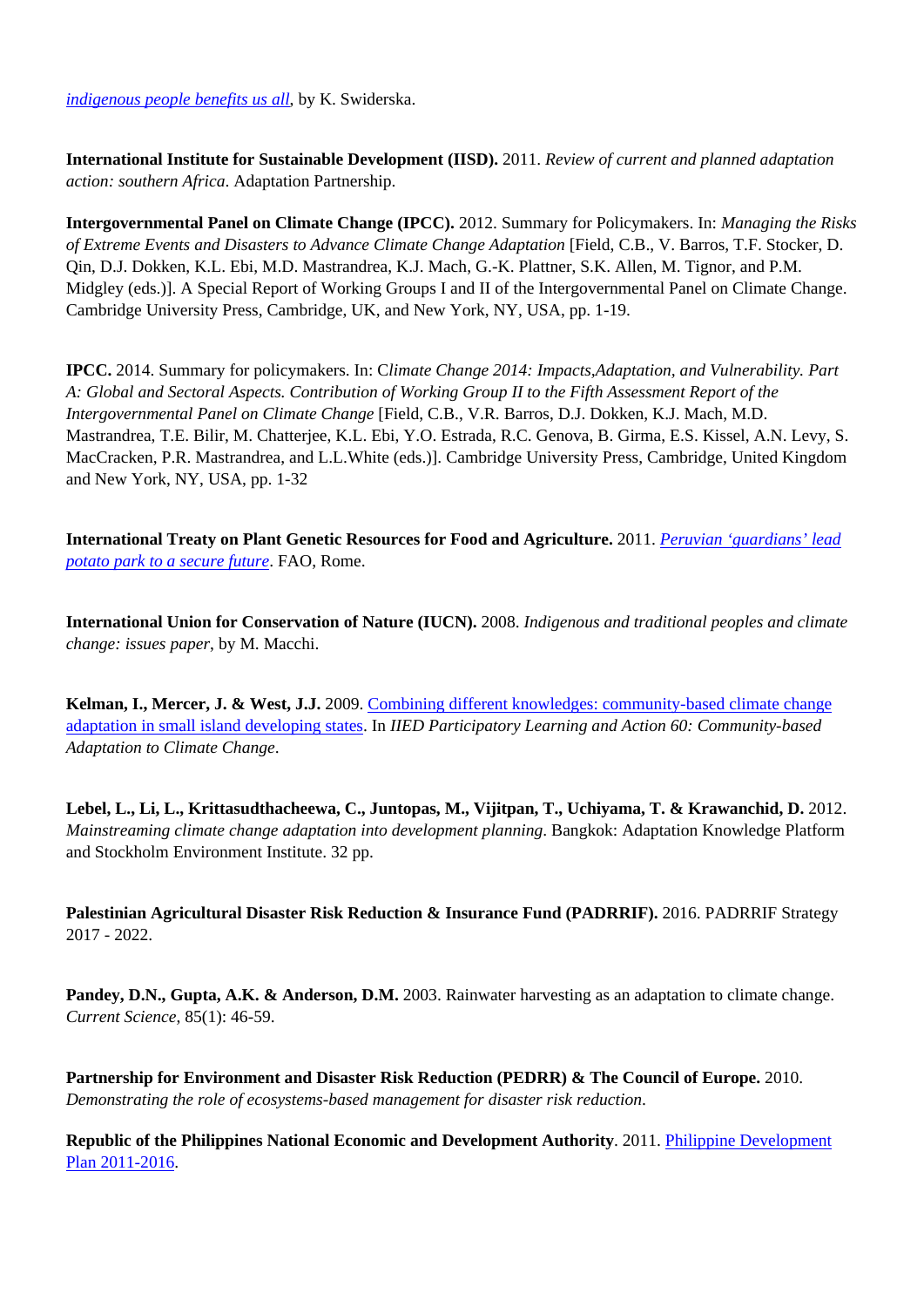*indigenous people benefits us all*, by K. Swiderska.

**International Institute for Sustainable Development (IISD).** 2011. *Review of current and planned adaptation action: southern Africa*. Adaptation Partnership.

**Intergovernmental Panel on Climate Change (IPCC).** 2012. Summary for Policymakers. In: *Managing the Risks of Extreme Events and Disasters to Advance Climate Change Adaptation* [Field, C.B., V. Barros, T.F. Stocker, D. Qin, D.J. Dokken, K.L. Ebi, M.D. Mastrandrea, K.J. Mach, G.-K. Plattner, S.K. Allen, M. Tignor, and P.M. Midgley (eds.)]. A Special Report of Working Groups I and II of the Intergovernmental Panel on Climate Change. Cambridge University Press, Cambridge, UK, and New York, NY, USA, pp. 1-19.

**IPCC.** 2014. Summary for policymakers. In: C*limate Change 2014: Impacts,Adaptation, and Vulnerability. Part A: Global and Sectoral Aspects. Contribution of Working Group II to the Fifth Assessment Report of the Intergovernmental Panel on Climate Change* [Field, C.B., V.R. Barros, D.J. Dokken, K.J. Mach, M.D. Mastrandrea, T.E. Bilir, M. Chatterjee, K.L. Ebi, Y.O. Estrada, R.C. Genova, B. Girma, E.S. Kissel, A.N. Levy, S. MacCracken, P.R. Mastrandrea, and L.L.White (eds.)]. Cambridge University Press, Cambridge, United Kingdom and New York, NY, USA, pp. 1-32

**International Treaty on Plant Genetic Resources for Food and Agriculture.** 2011. *Peruvian 'guardians' lead potato park to a secure future*. FAO, Rome.

**International Union for Conservation of Nature (IUCN).** 2008. *Indigenous and traditional peoples and climate change: issues paper*, by M. Macchi.

**Kelman, I., Mercer, J. & West, J.J.** 2009. Combining different knowledges: community-based climate change adaptation in small island developing states. In *IIED Participatory Learning and Action 60: Community-based Adaptation to Climate Change*.

**Lebel, L., Li, L., Krittasudthacheewa, C., Juntopas, M., Vijitpan, T., Uchiyama, T. & Krawanchid, D.** 2012. *Mainstreaming climate change adaptation into development planning*. Bangkok: Adaptation Knowledge Platform and Stockholm Environment Institute. 32 pp.

**Palestinian Agricultural Disaster Risk Reduction & Insurance Fund (PADRRIF).** 2016. PADRRIF Strategy 2017 - 2022.

**Pandey, D.N., Gupta, A.K. & Anderson, D.M.** 2003. Rainwater harvesting as an adaptation to climate change. *Current Science*, 85(1): 46-59.

**Partnership for Environment and Disaster Risk Reduction (PEDRR) & The Council of Europe.** 2010. *Demonstrating the role of ecosystems-based management for disaster risk reduction*.

**Republic of the Philippines National Economic and Development Authority**. 2011. Philippine Development Plan 2011-2016.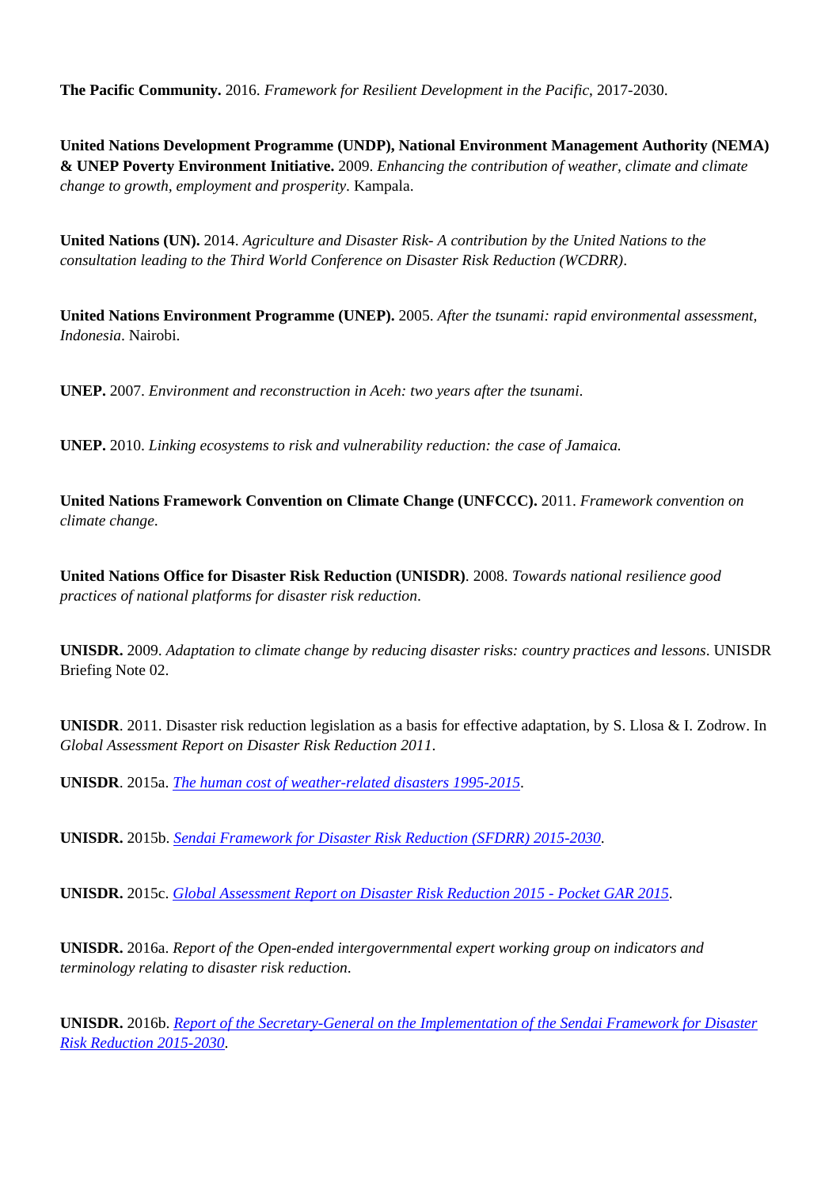**The Pacific Community.** 2016. *Framework for Resilient Development in the Pacific*, 2017-2030.

**United Nations Development Programme (UNDP), National Environment Management Authority (NEMA) & UNEP Poverty Environment Initiative.** 2009. *Enhancing the contribution of weather, climate and climate change to growth, employment and prosperity*. Kampala.

**United Nations (UN).** 2014. *Agriculture and Disaster Risk- A contribution by the United Nations to the consultation leading to the Third World Conference on Disaster Risk Reduction (WCDRR)*.

**United Nations Environment Programme (UNEP).** 2005. *After the tsunami: rapid environmental assessment, Indonesia*. Nairobi.

**UNEP.** 2007. *Environment and reconstruction in Aceh: two years after the tsunami*.

**UNEP.** 2010. *Linking ecosystems to risk and vulnerability reduction: the case of Jamaica.*

**United Nations Framework Convention on Climate Change (UNFCCC).** 2011. *Framework convention on climate change.*

**United Nations Office for Disaster Risk Reduction (UNISDR)**. 2008. *Towards national resilience good practices of national platforms for disaster risk reduction*.

**UNISDR.** 2009. *Adaptation to climate change by reducing disaster risks: country practices and lessons*. UNISDR Briefing Note 02.

**UNISDR**. 2011. Disaster risk reduction legislation as a basis for effective adaptation, by S. Llosa & I. Zodrow. In *Global Assessment Report on Disaster Risk Reduction 2011*.

**UNISDR**. 2015a. *The human cost of weather-related disasters 1995-2015*.

**UNISDR.** 2015b. *Sendai Framework for Disaster Risk Reduction (SFDRR) 2015-2030*.

**UNISDR.** 2015c. *Global Assessment Report on Disaster Risk Reduction 2015 - Pocket GAR 2015*.

**UNISDR.** 2016a. *Report of the Open-ended intergovernmental expert working group on indicators and terminology relating to disaster risk reduction*.

**UNISDR.** 2016b. *Report of the Secretary-General on the Implementation of the Sendai Framework for Disaster Risk Reduction 2015-2030*.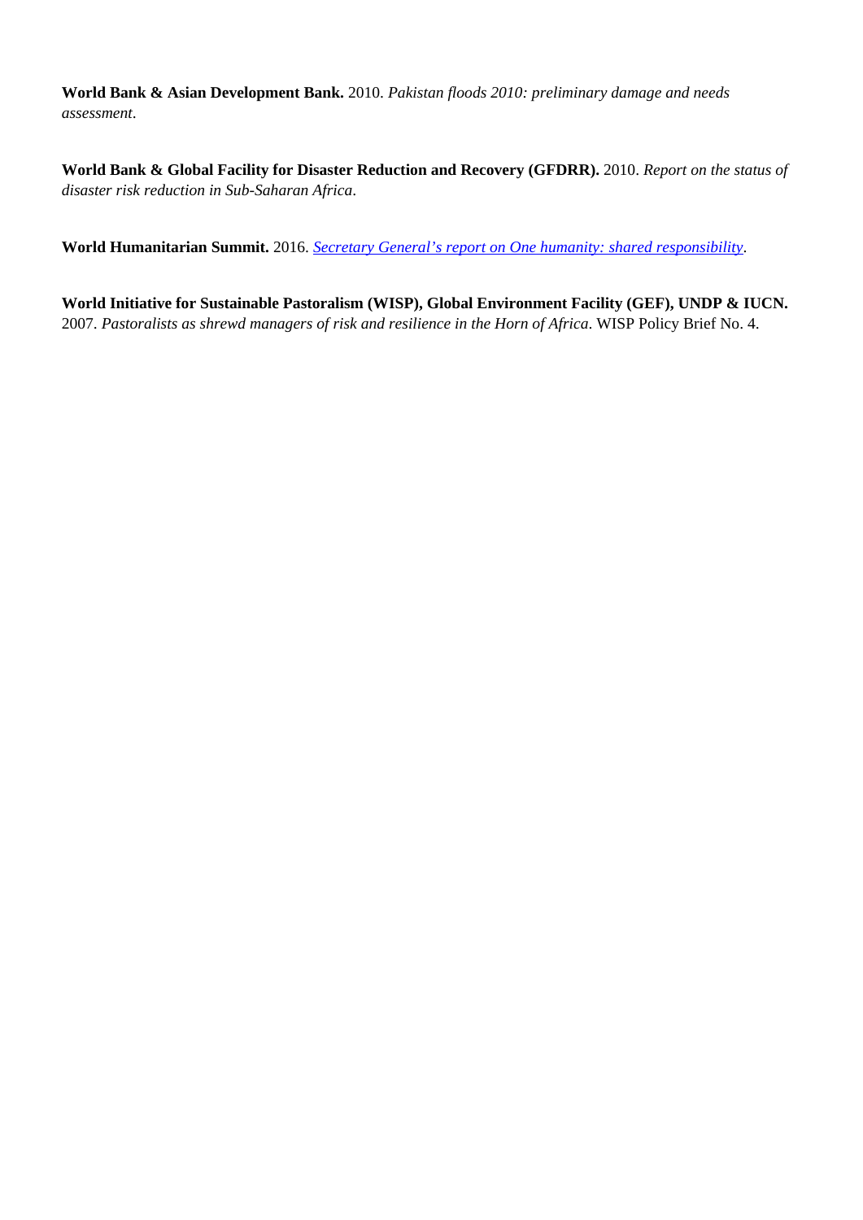**World Bank & Asian Development Bank.** 2010. *Pakistan floods 2010: preliminary damage and needs assessment*.

**World Bank & Global Facility for Disaster Reduction and Recovery (GFDRR).** 2010. *Report on the status of disaster risk reduction in Sub-Saharan Africa*.

**World Humanitarian Summit.** 2016. *Secretary General's report on One humanity: shared responsibility*.

**World Initiative for Sustainable Pastoralism (WISP), Global Environment Facility (GEF), UNDP & IUCN.** 2007. *Pastoralists as shrewd managers of risk and resilience in the Horn of Africa*. WISP Policy Brief No. 4.